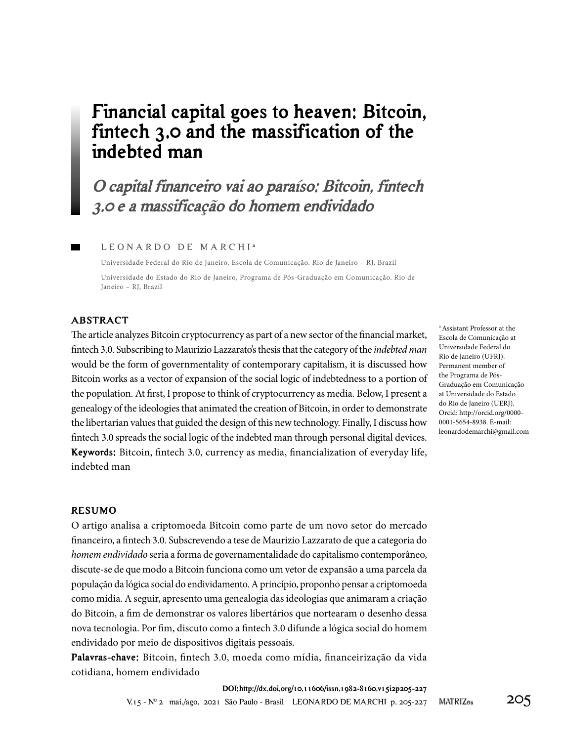# Financial capital goes to heaven: Bitcoin, fintech 3.0 and the massification of the indebted man

## *O capital financeiro vai ao paraíso: Bitcoin, fintech 3.0 e a massificação do homem endividado*

LEONARDO DE MARCHI[a]

Universidade Federal do Rio de Janeiro, Escola de Comunicação. Rio de Janeiro – RJ, Brazil

Universidade do Estado do Rio de Janeiro, Programa de Pós-Graduação em Comunicação. Rio de Janeiro – RJ, Brazil

[a] Assistant Professor at the Escola de Comunicação at Universidade Federal do Rio de Janeiro (UFRJ). Permanent member of the Programa de Pós-Graduação em Comunicação at Universidade do Estado do Rio de Janeiro (UERJ). Orcid: http://orcid.org/0000-0001-5654-8938. E-mail: leonardodemarchi@gmail.com

### ABSTRACT

The article analyzes Bitcoin cryptocurrency as part of a new sector of the financial market, fintech 3.0. Subscribing to Maurizio Lazzarato's thesis that the category of the *indebted man* would be the form of governmentality of contemporary capitalism, it is discussed how Bitcoin works as a vector of expansion of the social logic of indebtedness to a portion of the population. At first, I propose to think of cryptocurrency as media. Below, I present a genealogy of the ideologies that animated the creation of Bitcoin, in order to demonstrate the libertarian values that guided the design of this new technology. Finally, I discuss how fintech 3.0 spreads the social logic of the indebted man through personal digital devices.

**Keywords:** Bitcoin, fintech 3.0, currency as media, financialization of everyday life, indebted man

### RESUMO

O artigo analisa a criptomoeda Bitcoin como parte de um novo setor do mercado financeiro, a fintech 3.0. Subscrevendo a tese de Maurizio Lazzarato de que a categoria do *homem endividado* seria a forma de governamentalidade do capitalismo contemporâneo, discute-se de que modo a Bitcoin funciona como um vetor de expansão a uma parcela da população da lógica social do endividamento. A princípio, proponho pensar a criptomoeda como mídia. A seguir, apresento uma genealogia das ideologias que animaram a criação do Bitcoin, a fim de demonstrar os valores libertários que nortearam o desenho dessa nova tecnologia. Por fim, discuto como a fintech 3.0 difunde a lógica social do homem endividado por meio de dispositivos digitais pessoais.

**Palavras-chave:** Bitcoin, fintech 3.0, moeda como mídia, financeirização da vida cotidiana, homem endividado

DOI:http://dx.doi.org/10.11606/issn.1982-8160.v15i2p205-227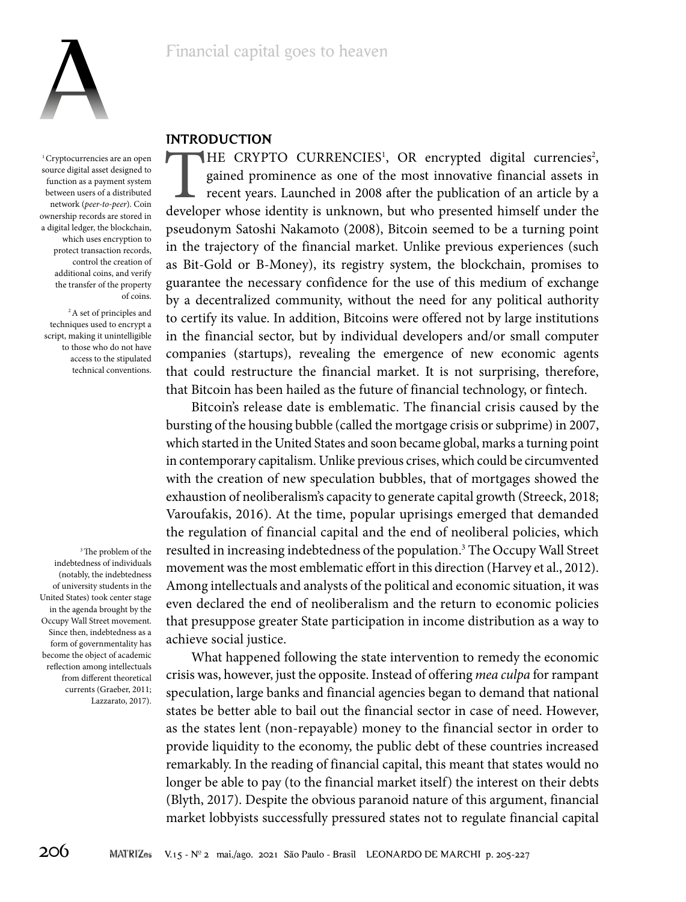## INTRODUCTION

THE CRYPTO CURRENCIES[1], OR encrypted digital currencies[2], gained prominence as one of the most innovative financial assets in recent years. Launched in 2008 after the publication of an article by a developer whose identity is unknown, but who presented himself under the pseudonym Satoshi Nakamoto (2008), Bitcoin seemed to be a turning point in the trajectory of the financial market. Unlike previous experiences (such as Bit-Gold or B-Money), its registry system, the blockchain, promises to guarantee the necessary confidence for the use of this medium of exchange by a decentralized community, without the need for any political authority to certify its value. In addition, Bitcoins were offered not by large institutions in the financial sector, but by individual developers and/or small computer companies (startups), revealing the emergence of new economic agents that could restructure the financial market. It is not surprising, therefore, that Bitcoin has been hailed as the future of financial technology, or fintech.

Bitcoin's release date is emblematic. The financial crisis caused by the bursting of the housing bubble (called the mortgage crisis or subprime) in 2007, which started in the United States and soon became global, marks a turning point in contemporary capitalism. Unlike previous crises, which could be circumvented with the creation of new speculation bubbles, that of mortgages showed the exhaustion of neoliberalism's capacity to generate capital growth (Streeck, 2018; Varoufakis, 2016). At the time, popular uprisings emerged that demanded the regulation of financial capital and the end of neoliberal policies, which resulted in increasing indebtedness of the population.[3] The Occupy Wall Street movement was the most emblematic effort in this direction (Harvey et al., 2012). Among intellectuals and analysts of the political and economic situation, it was even declared the end of neoliberalism and the return to economic policies that presuppose greater State participation in income distribution as a way to achieve social justice.

What happened following the state intervention to remedy the economic crisis was, however, just the opposite. Instead of offering *mea culpa* for rampant speculation, large banks and financial agencies began to demand that national states be better able to bail out the financial sector in case of need. However, as the states lent (non-repayable) money to the financial sector in order to provide liquidity to the economy, the public debt of these countries increased remarkably. In the reading of financial capital, this meant that states would no longer be able to pay (to the financial market itself) the interest on their debts (Blyth, 2017). Despite the obvious paranoid nature of this argument, financial market lobbyists successfully pressured states not to regulate financial capital

[1] Cryptocurrencies are an open source digital asset designed to function as a payment system between users of a distributed network (*peer-to-peer*). Coin ownership records are stored in a digital ledger, the blockchain, which uses encryption to protect transaction records, control the creation of additional coins, and verify the transfer of the property of coins.

[2] A set of principles and techniques used to encrypt a script, making it unintelligible to those who do not have access to the stipulated technical conventions.

[3] The problem of the indebtedness of individuals (notably, the indebtedness of university students in the United States) took center stage in the agenda brought by the Occupy Wall Street movement. Since then, indebtedness as a form of governmentality has become the object of academic reflection among intellectuals from different theoretical currents (Graeber, 2011; Lazzarato, 2017).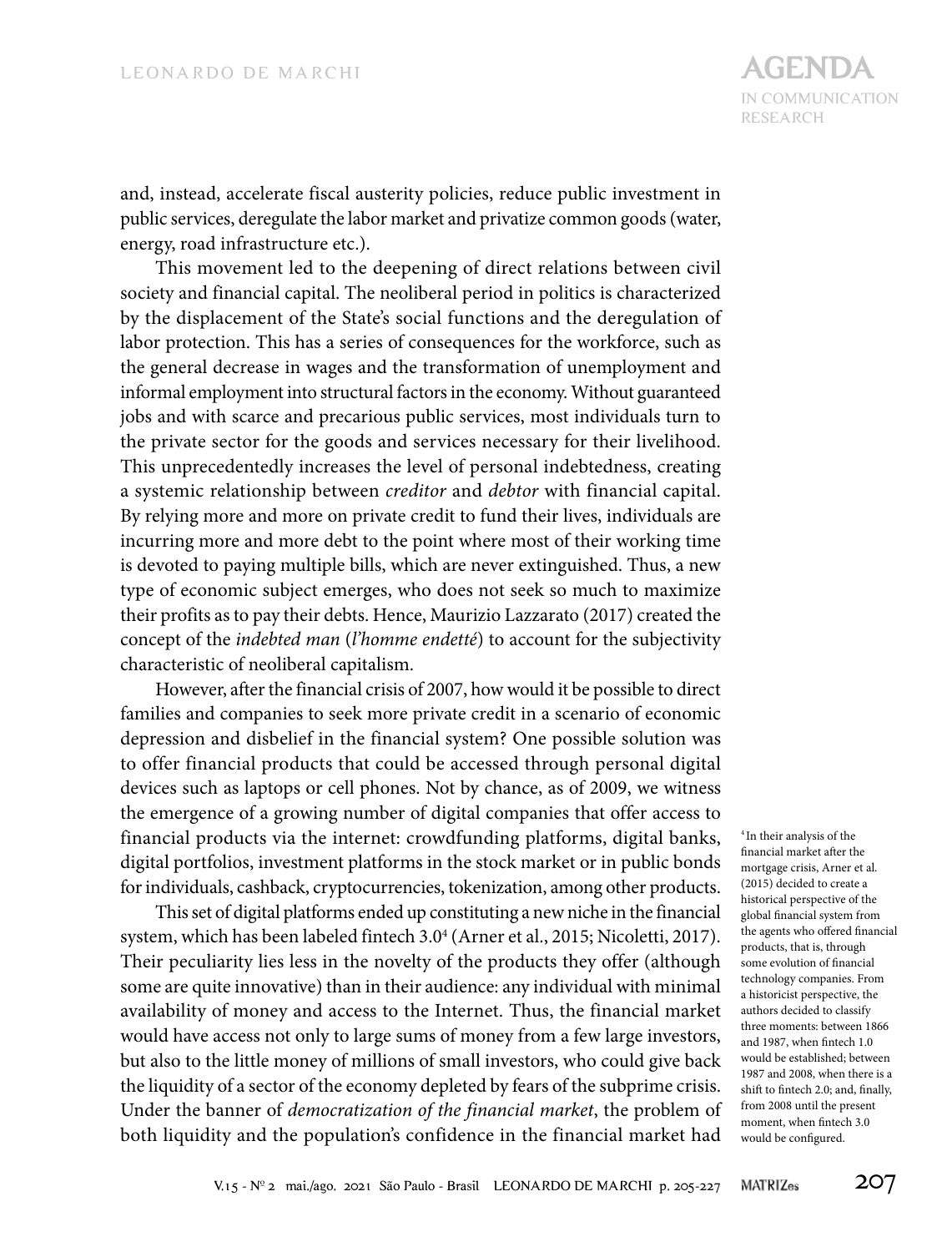and, instead, accelerate fiscal austerity policies, reduce public investment in public services, deregulate the labor market and privatize common goods (water, energy, road infrastructure etc.).

This movement led to the deepening of direct relations between civil society and financial capital. The neoliberal period in politics is characterized by the displacement of the State's social functions and the deregulation of labor protection. This has a series of consequences for the workforce, such as the general decrease in wages and the transformation of unemployment and informal employment into structural factors in the economy. Without guaranteed jobs and with scarce and precarious public services, most individuals turn to the private sector for the goods and services necessary for their livelihood. This unprecedentedly increases the level of personal indebtedness, creating a systemic relationship between *creditor* and *debtor* with financial capital. By relying more and more on private credit to fund their lives, individuals are incurring more and more debt to the point where most of their working time is devoted to paying multiple bills, which are never extinguished. Thus, a new type of economic subject emerges, who does not seek so much to maximize their profits as to pay their debts. Hence, Maurizio Lazzarato (2017) created the concept of the *indebted man* (*l'homme endetté*) to account for the subjectivity characteristic of neoliberal capitalism.

However, after the financial crisis of 2007, how would it be possible to direct families and companies to seek more private credit in a scenario of economic depression and disbelief in the financial system? One possible solution was to offer financial products that could be accessed through personal digital devices such as laptops or cell phones. Not by chance, as of 2009, we witness the emergence of a growing number of digital companies that offer access to financial products via the internet: crowdfunding platforms, digital banks, digital portfolios, investment platforms in the stock market or in public bonds for individuals, cashback, cryptocurrencies, tokenization, among other products.

This set of digital platforms ended up constituting a new niche in the financial system, which has been labeled fintech 3.0[4] (Arner et al., 2015; Nicoletti, 2017). Their peculiarity lies less in the novelty of the products they offer (although some are quite innovative) than in their audience: any individual with minimal availability of money and access to the Internet. Thus, the financial market would have access not only to large sums of money from a few large investors, but also to the little money of millions of small investors, who could give back the liquidity of a sector of the economy depleted by fears of the subprime crisis. Under the banner of *democratization of the financial market*, the problem of both liquidity and the population's confidence in the financial market had

[4] In their analysis of the financial market after the mortgage crisis, Arner et al. (2015) decided to create a historical perspective of the global financial system from the agents who offered financial products, that is, through some evolution of financial technology companies. From a historicist perspective, the authors decided to classify three moments: between 1866 and 1987, when fintech 1.0 would be established; between 1987 and 2008, when there is a shift to fintech 2.0; and, finally, from 2008 until the present moment, when fintech 3.0 would be configured.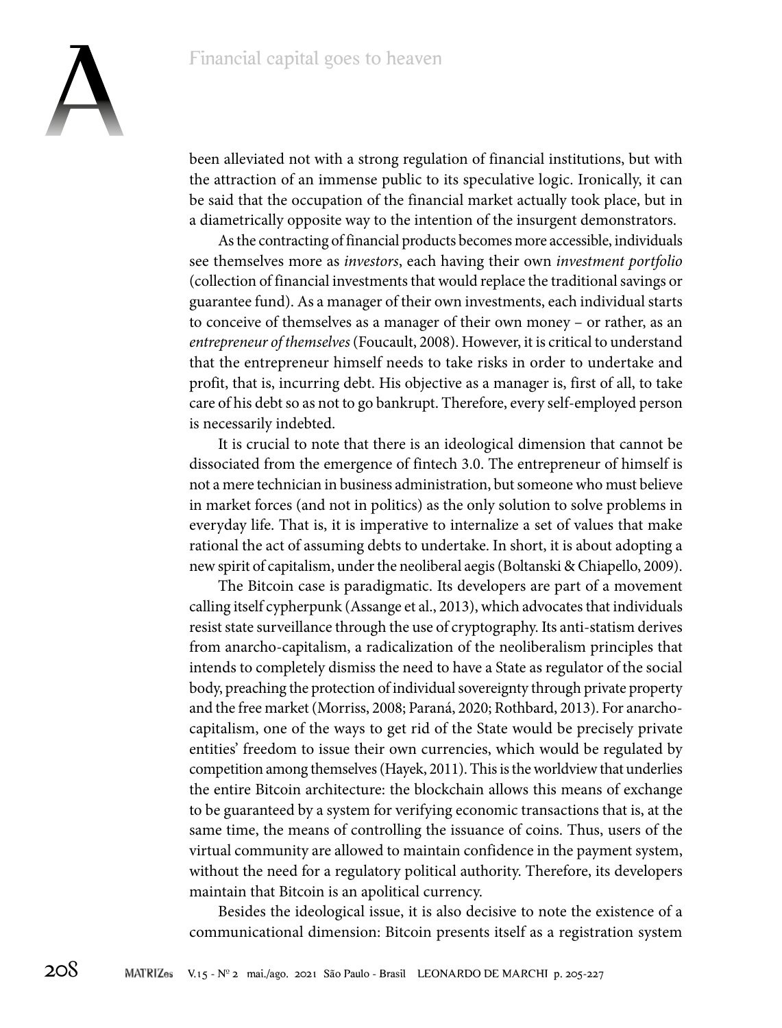been alleviated not with a strong regulation of financial institutions, but with the attraction of an immense public to its speculative logic. Ironically, it can be said that the occupation of the financial market actually took place, but in a diametrically opposite way to the intention of the insurgent demonstrators.

As the contracting of financial products becomes more accessible, individuals see themselves more as *investors*, each having their own *investment portfolio* (collection of financial investments that would replace the traditional savings or guarantee fund). As a manager of their own investments, each individual starts to conceive of themselves as a manager of their own money – or rather, as an *entrepreneur of themselves* (Foucault, 2008). However, it is critical to understand that the entrepreneur himself needs to take risks in order to undertake and profit, that is, incurring debt. His objective as a manager is, first of all, to take care of his debt so as not to go bankrupt. Therefore, every self-employed person is necessarily indebted.

It is crucial to note that there is an ideological dimension that cannot be dissociated from the emergence of fintech 3.0. The entrepreneur of himself is not a mere technician in business administration, but someone who must believe in market forces (and not in politics) as the only solution to solve problems in everyday life. That is, it is imperative to internalize a set of values that make rational the act of assuming debts to undertake. In short, it is about adopting a new spirit of capitalism, under the neoliberal aegis (Boltanski & Chiapello, 2009).

The Bitcoin case is paradigmatic. Its developers are part of a movement calling itself cypherpunk (Assange et al., 2013), which advocates that individuals resist state surveillance through the use of cryptography. Its anti-statism derives from anarcho-capitalism, a radicalization of the neoliberalism principles that intends to completely dismiss the need to have a State as regulator of the social body, preaching the protection of individual sovereignty through private property and the free market (Morriss, 2008; Paraná, 2020; Rothbard, 2013). For anarcho-capitalism, one of the ways to get rid of the State would be precisely private entities' freedom to issue their own currencies, which would be regulated by competition among themselves (Hayek, 2011). This is the worldview that underlies the entire Bitcoin architecture: the blockchain allows this means of exchange to be guaranteed by a system for verifying economic transactions that is, at the same time, the means of controlling the issuance of coins. Thus, users of the virtual community are allowed to maintain confidence in the payment system, without the need for a regulatory political authority. Therefore, its developers maintain that Bitcoin is an apolitical currency.

Besides the ideological issue, it is also decisive to note the existence of a communicational dimension: Bitcoin presents itself as a registration system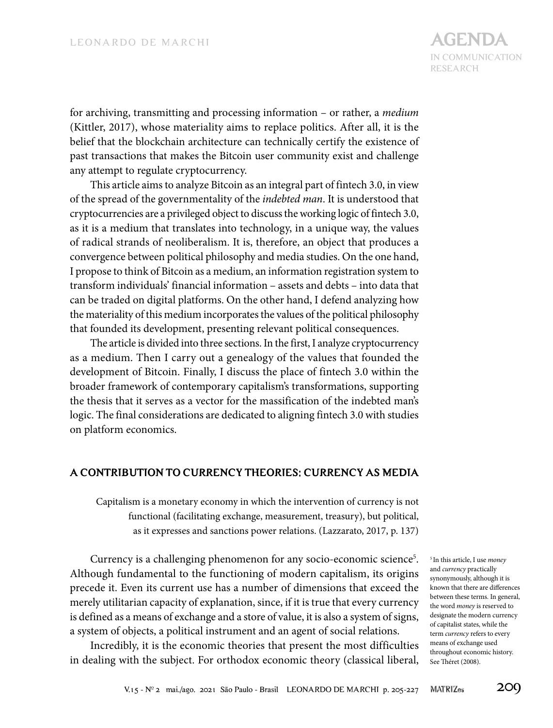for archiving, transmitting and processing information – or rather, a *medium* (Kittler, 2017), whose materiality aims to replace politics. After all, it is the belief that the blockchain architecture can technically certify the existence of past transactions that makes the Bitcoin user community exist and challenge any attempt to regulate cryptocurrency.

This article aims to analyze Bitcoin as an integral part of fintech 3.0, in view of the spread of the governmentality of the *indebted man*. It is understood that cryptocurrencies are a privileged object to discuss the working logic of fintech 3.0, as it is a medium that translates into technology, in a unique way, the values of radical strands of neoliberalism. It is, therefore, an object that produces a convergence between political philosophy and media studies. On the one hand, I propose to think of Bitcoin as a medium, an information registration system to transform individuals' financial information – assets and debts – into data that can be traded on digital platforms. On the other hand, I defend analyzing how the materiality of this medium incorporates the values of the political philosophy that founded its development, presenting relevant political consequences.

The article is divided into three sections. In the first, I analyze cryptocurrency as a medium. Then I carry out a genealogy of the values that founded the development of Bitcoin. Finally, I discuss the place of fintech 3.0 within the broader framework of contemporary capitalism's transformations, supporting the thesis that it serves as a vector for the massification of the indebted man's logic. The final considerations are dedicated to aligning fintech 3.0 with studies on platform economics.

## A CONTRIBUTION TO CURRENCY THEORIES: CURRENCY AS MEDIA

> Capitalism is a monetary economy in which the intervention of currency is not functional (facilitating exchange, measurement, treasury), but political, as it expresses and sanctions power relations. (Lazzarato, 2017, p. 137)

Currency is a challenging phenomenon for any socio-economic science[5]. Although fundamental to the functioning of modern capitalism, its origins precede it. Even its current use has a number of dimensions that exceed the merely utilitarian capacity of explanation, since, if it is true that every currency is defined as a means of exchange and a store of value, it is also a system of signs, a system of objects, a political instrument and an agent of social relations.

Incredibly, it is the economic theories that present the most difficulties in dealing with the subject. For orthodox economic theory (classical liberal,

[5] In this article, I use *money* and *currency* practically synonymously, although it is known that there are differences between these terms. In general, the word *money* is reserved to designate the modern currency of capitalist states, while the term *currency* refers to every means of exchange used throughout economic history. See Théret (2008).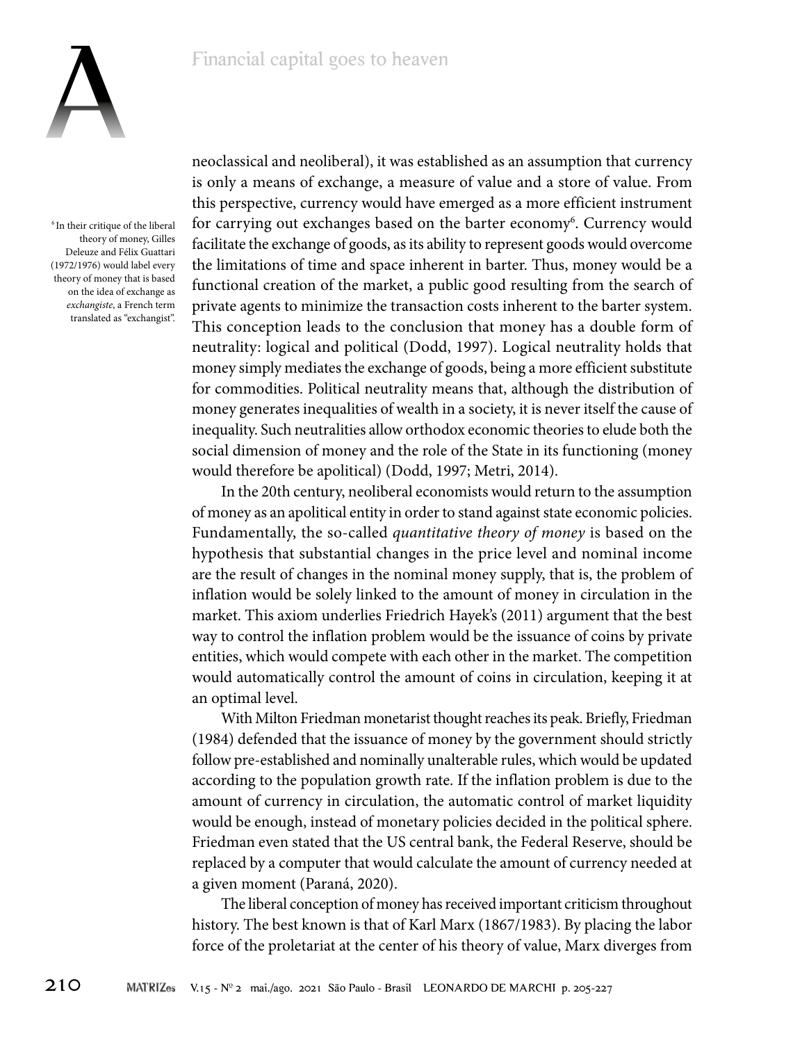neoclassical and neoliberal), it was established as an assumption that currency is only a means of exchange, a measure of value and a store of value. From this perspective, currency would have emerged as a more efficient instrument for carrying out exchanges based on the barter economy[6]. Currency would facilitate the exchange of goods, as its ability to represent goods would overcome the limitations of time and space inherent in barter. Thus, money would be a functional creation of the market, a public good resulting from the search of private agents to minimize the transaction costs inherent to the barter system. This conception leads to the conclusion that money has a double form of neutrality: logical and political (Dodd, 1997). Logical neutrality holds that money simply mediates the exchange of goods, being a more efficient substitute for commodities. Political neutrality means that, although the distribution of money generates inequalities of wealth in a society, it is never itself the cause of inequality. Such neutralities allow orthodox economic theories to elude both the social dimension of money and the role of the State in its functioning (money would therefore be apolitical) (Dodd, 1997; Metri, 2014).

In the 20th century, neoliberal economists would return to the assumption of money as an apolitical entity in order to stand against state economic policies. Fundamentally, the so-called *quantitative theory of money* is based on the hypothesis that substantial changes in the price level and nominal income are the result of changes in the nominal money supply, that is, the problem of inflation would be solely linked to the amount of money in circulation in the market. This axiom underlies Friedrich Hayek's (2011) argument that the best way to control the inflation problem would be the issuance of coins by private entities, which would compete with each other in the market. The competition would automatically control the amount of coins in circulation, keeping it at an optimal level.

With Milton Friedman monetarist thought reaches its peak. Briefly, Friedman (1984) defended that the issuance of money by the government should strictly follow pre-established and nominally unalterable rules, which would be updated according to the population growth rate. If the inflation problem is due to the amount of currency in circulation, the automatic control of market liquidity would be enough, instead of monetary policies decided in the political sphere. Friedman even stated that the US central bank, the Federal Reserve, should be replaced by a computer that would calculate the amount of currency needed at a given moment (Paraná, 2020).

The liberal conception of money has received important criticism throughout history. The best known is that of Karl Marx (1867/1983). By placing the labor force of the proletariat at the center of his theory of value, Marx diverges from

[6] In their critique of the liberal theory of money, Gilles Deleuze and Félix Guattari (1972/1976) would label every theory of money that is based on the idea of exchange as *exchangiste*, a French term translated as "exchangist".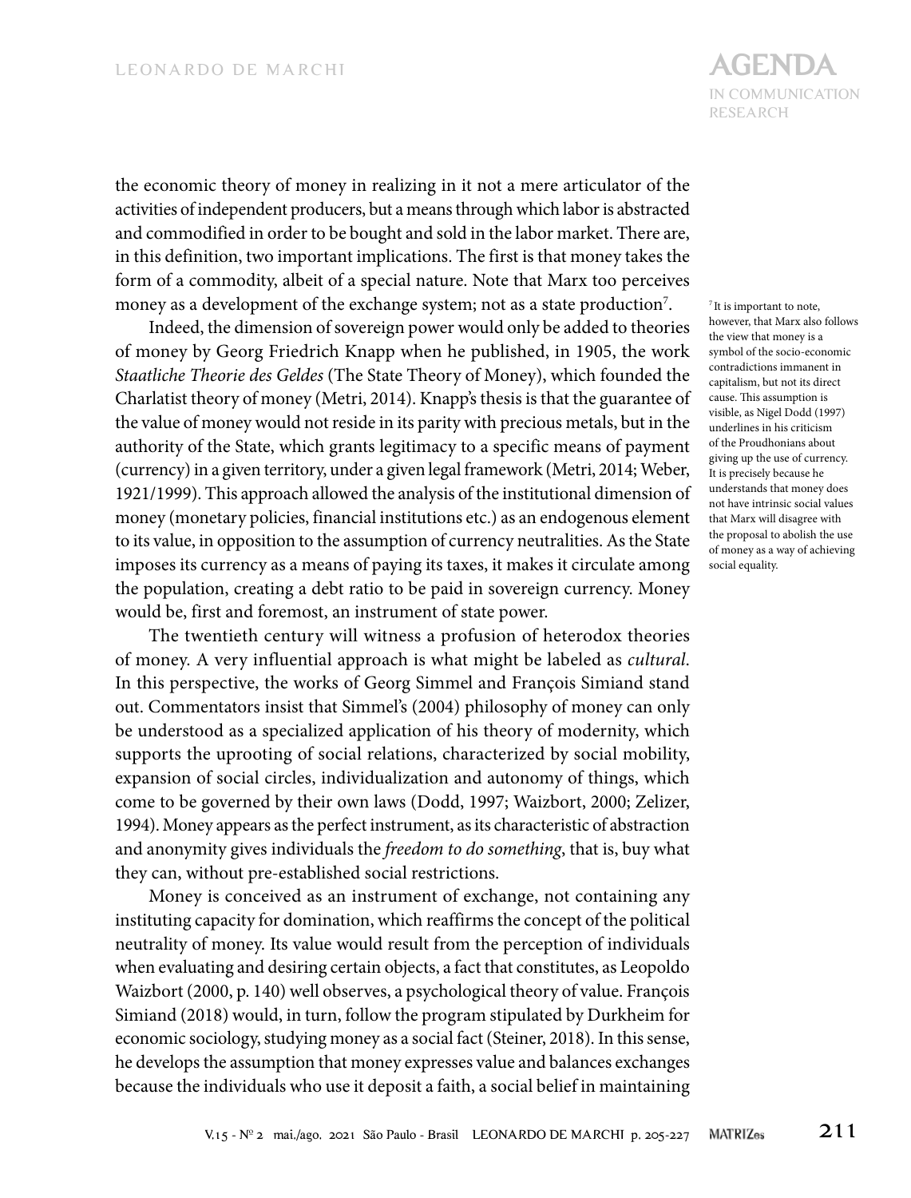the economic theory of money in realizing in it not a mere articulator of the activities of independent producers, but a means through which labor is abstracted and commodified in order to be bought and sold in the labor market. There are, in this definition, two important implications. The first is that money takes the form of a commodity, albeit of a special nature. Note that Marx too perceives money as a development of the exchange system; not as a state production[7].

Indeed, the dimension of sovereign power would only be added to theories of money by Georg Friedrich Knapp when he published, in 1905, the work *Staatliche Theorie des Geldes* (The State Theory of Money), which founded the Charlatist theory of money (Metri, 2014). Knapp's thesis is that the guarantee of the value of money would not reside in its parity with precious metals, but in the authority of the State, which grants legitimacy to a specific means of payment (currency) in a given territory, under a given legal framework (Metri, 2014; Weber, 1921/1999). This approach allowed the analysis of the institutional dimension of money (monetary policies, financial institutions etc.) as an endogenous element to its value, in opposition to the assumption of currency neutralities. As the State imposes its currency as a means of paying its taxes, it makes it circulate among the population, creating a debt ratio to be paid in sovereign currency. Money would be, first and foremost, an instrument of state power.

The twentieth century will witness a profusion of heterodox theories of money. A very influential approach is what might be labeled as *cultural*. In this perspective, the works of Georg Simmel and François Simiand stand out. Commentators insist that Simmel's (2004) philosophy of money can only be understood as a specialized application of his theory of modernity, which supports the uprooting of social relations, characterized by social mobility, expansion of social circles, individualization and autonomy of things, which come to be governed by their own laws (Dodd, 1997; Waizbort, 2000; Zelizer, 1994). Money appears as the perfect instrument, as its characteristic of abstraction and anonymity gives individuals the *freedom to do something*, that is, buy what they can, without pre-established social restrictions.

Money is conceived as an instrument of exchange, not containing any instituting capacity for domination, which reaffirms the concept of the political neutrality of money. Its value would result from the perception of individuals when evaluating and desiring certain objects, a fact that constitutes, as Leopoldo Waizbort (2000, p. 140) well observes, a psychological theory of value. François Simiand (2018) would, in turn, follow the program stipulated by Durkheim for economic sociology, studying money as a social fact (Steiner, 2018). In this sense, he develops the assumption that money expresses value and balances exchanges because the individuals who use it deposit a faith, a social belief in maintaining

[7] It is important to note, however, that Marx also follows the view that money is a symbol of the socio-economic contradictions immanent in capitalism, but not its direct cause. This assumption is visible, as Nigel Dodd (1997) underlines in his criticism of the Proudhonians about giving up the use of currency. It is precisely because he understands that money does not have intrinsic social values that Marx will disagree with the proposal to abolish the use of money as a way of achieving social equality.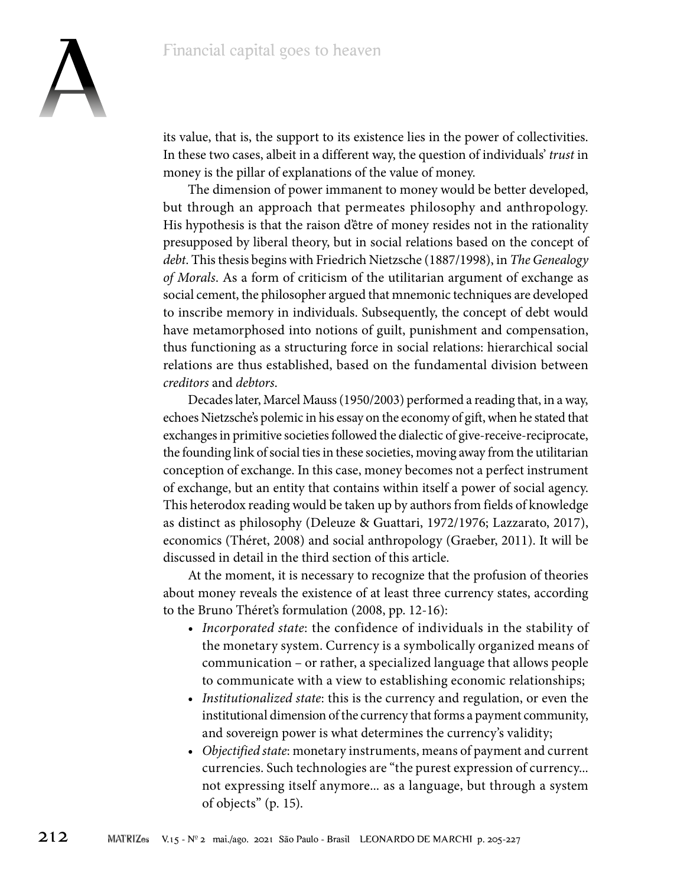its value, that is, the support to its existence lies in the power of collectivities. In these two cases, albeit in a different way, the question of individuals' *trust* in money is the pillar of explanations of the value of money.

The dimension of power immanent to money would be better developed, but through an approach that permeates philosophy and anthropology. His hypothesis is that the raison d'être of money resides not in the rationality presupposed by liberal theory, but in social relations based on the concept of *debt*. This thesis begins with Friedrich Nietzsche (1887/1998), in *The Genealogy of Morals*. As a form of criticism of the utilitarian argument of exchange as social cement, the philosopher argued that mnemonic techniques are developed to inscribe memory in individuals. Subsequently, the concept of debt would have metamorphosed into notions of guilt, punishment and compensation, thus functioning as a structuring force in social relations: hierarchical social relations are thus established, based on the fundamental division between *creditors* and *debtors*.

Decades later, Marcel Mauss (1950/2003) performed a reading that, in a way, echoes Nietzsche's polemic in his essay on the economy of gift, when he stated that exchanges in primitive societies followed the dialectic of give-receive-reciprocate, the founding link of social ties in these societies, moving away from the utilitarian conception of exchange. In this case, money becomes not a perfect instrument of exchange, but an entity that contains within itself a power of social agency. This heterodox reading would be taken up by authors from fields of knowledge as distinct as philosophy (Deleuze & Guattari, 1972/1976; Lazzarato, 2017), economics (Théret, 2008) and social anthropology (Graeber, 2011). It will be discussed in detail in the third section of this article.

At the moment, it is necessary to recognize that the profusion of theories about money reveals the existence of at least three currency states, according to the Bruno Théret's formulation (2008, pp. 12-16):

- *Incorporated state*: the confidence of individuals in the stability of the monetary system. Currency is a symbolically organized means of communication – or rather, a specialized language that allows people to communicate with a view to establishing economic relationships;
- *Institutionalized state*: this is the currency and regulation, or even the institutional dimension of the currency that forms a payment community, and sovereign power is what determines the currency's validity;
- *Objectified state*: monetary instruments, means of payment and current currencies. Such technologies are "the purest expression of currency... not expressing itself anymore... as a language, but through a system of objects" (p. 15).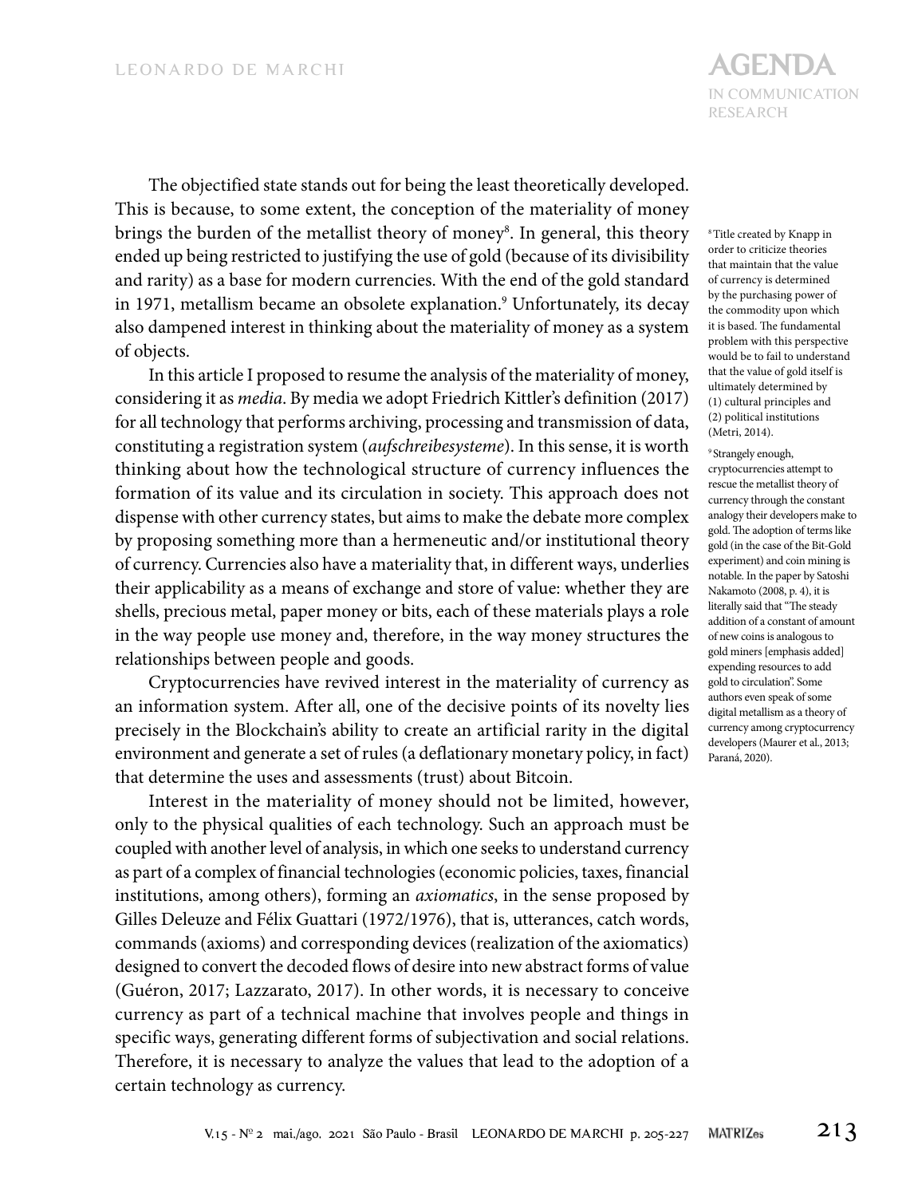The objectified state stands out for being the least theoretically developed. This is because, to some extent, the conception of the materiality of money brings the burden of the metallist theory of money[8]. In general, this theory ended up being restricted to justifying the use of gold (because of its divisibility and rarity) as a base for modern currencies. With the end of the gold standard in 1971, metallism became an obsolete explanation.[9] Unfortunately, its decay also dampened interest in thinking about the materiality of money as a system of objects.

In this article I proposed to resume the analysis of the materiality of money, considering it as *media*. By media we adopt Friedrich Kittler's definition (2017) for all technology that performs archiving, processing and transmission of data, constituting a registration system (*aufschreibesysteme*). In this sense, it is worth thinking about how the technological structure of currency influences the formation of its value and its circulation in society. This approach does not dispense with other currency states, but aims to make the debate more complex by proposing something more than a hermeneutic and/or institutional theory of currency. Currencies also have a materiality that, in different ways, underlies their applicability as a means of exchange and store of value: whether they are shells, precious metal, paper money or bits, each of these materials plays a role in the way people use money and, therefore, in the way money structures the relationships between people and goods.

Cryptocurrencies have revived interest in the materiality of currency as an information system. After all, one of the decisive points of its novelty lies precisely in the Blockchain's ability to create an artificial rarity in the digital environment and generate a set of rules (a deflationary monetary policy, in fact) that determine the uses and assessments (trust) about Bitcoin.

Interest in the materiality of money should not be limited, however, only to the physical qualities of each technology. Such an approach must be coupled with another level of analysis, in which one seeks to understand currency as part of a complex of financial technologies (economic policies, taxes, financial institutions, among others), forming an *axiomatics*, in the sense proposed by Gilles Deleuze and Félix Guattari (1972/1976), that is, utterances, catch words, commands (axioms) and corresponding devices (realization of the axiomatics) designed to convert the decoded flows of desire into new abstract forms of value (Guéron, 2017; Lazzarato, 2017). In other words, it is necessary to conceive currency as part of a technical machine that involves people and things in specific ways, generating different forms of subjectivation and social relations. Therefore, it is necessary to analyze the values that lead to the adoption of a certain technology as currency.

[8] Title created by Knapp in order to criticize theories that maintain that the value of currency is determined by the purchasing power of the commodity upon which it is based. The fundamental problem with this perspective would be to fail to understand that the value of gold itself is ultimately determined by (1) cultural principles and (2) political institutions (Metri, 2014).

[9] Strangely enough, cryptocurrencies attempt to rescue the metallist theory of currency through the constant analogy their developers make to gold. The adoption of terms like gold (in the case of the Bit-Gold experiment) and coin mining is notable. In the paper by Satoshi Nakamoto (2008, p. 4), it is literally said that "The steady addition of a constant of amount of new coins is analogous to gold miners [emphasis added] expending resources to add gold to circulation". Some authors even speak of some digital metallism as a theory of currency among cryptocurrency developers (Maurer et al., 2013; Paraná, 2020).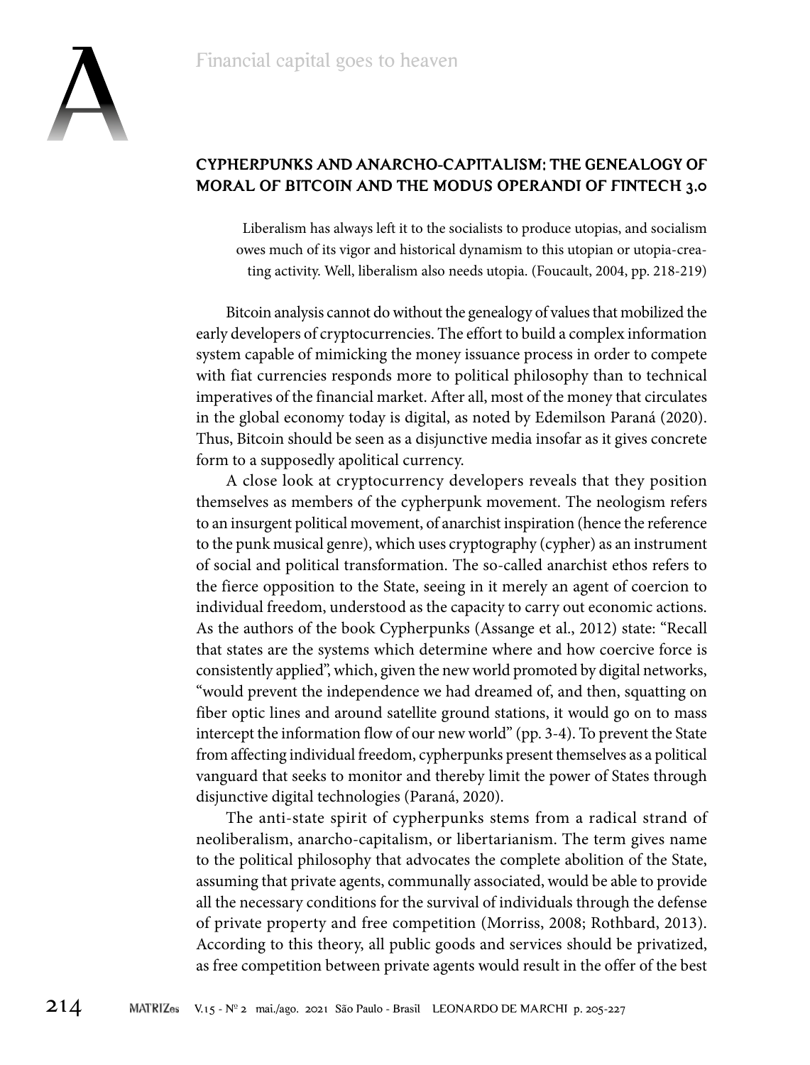## CYPHERPUNKS AND ANARCHO-CAPITALISM: THE GENEALOGY OF MORAL OF BITCOIN AND THE MODUS OPERANDI OF FINTECH 3.0

> Liberalism has always left it to the socialists to produce utopias, and socialism owes much of its vigor and historical dynamism to this utopian or utopia-creating activity. Well, liberalism also needs utopia. (Foucault, 2004, pp. 218-219)

Bitcoin analysis cannot do without the genealogy of values that mobilized the early developers of cryptocurrencies. The effort to build a complex information system capable of mimicking the money issuance process in order to compete with fiat currencies responds more to political philosophy than to technical imperatives of the financial market. After all, most of the money that circulates in the global economy today is digital, as noted by Edemilson Paraná (2020). Thus, Bitcoin should be seen as a disjunctive media insofar as it gives concrete form to a supposedly apolitical currency.

A close look at cryptocurrency developers reveals that they position themselves as members of the cypherpunk movement. The neologism refers to an insurgent political movement, of anarchist inspiration (hence the reference to the punk musical genre), which uses cryptography (cypher) as an instrument of social and political transformation. The so-called anarchist ethos refers to the fierce opposition to the State, seeing in it merely an agent of coercion to individual freedom, understood as the capacity to carry out economic actions. As the authors of the book Cypherpunks (Assange et al., 2012) state: "Recall that states are the systems which determine where and how coercive force is consistently applied", which, given the new world promoted by digital networks, "would prevent the independence we had dreamed of, and then, squatting on fiber optic lines and around satellite ground stations, it would go on to mass intercept the information flow of our new world" (pp. 3-4). To prevent the State from affecting individual freedom, cypherpunks present themselves as a political vanguard that seeks to monitor and thereby limit the power of States through disjunctive digital technologies (Paraná, 2020).

The anti-state spirit of cypherpunks stems from a radical strand of neoliberalism, anarcho-capitalism, or libertarianism. The term gives name to the political philosophy that advocates the complete abolition of the State, assuming that private agents, communally associated, would be able to provide all the necessary conditions for the survival of individuals through the defense of private property and free competition (Morriss, 2008; Rothbard, 2013). According to this theory, all public goods and services should be privatized, as free competition between private agents would result in the offer of the best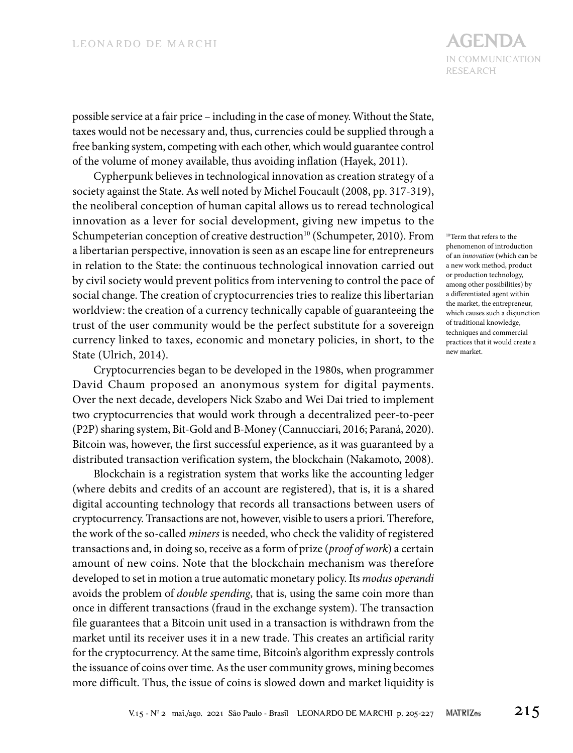possible service at a fair price – including in the case of money. Without the State, taxes would not be necessary and, thus, currencies could be supplied through a free banking system, competing with each other, which would guarantee control of the volume of money available, thus avoiding inflation (Hayek, 2011).

Cypherpunk believes in technological innovation as creation strategy of a society against the State. As well noted by Michel Foucault (2008, pp. 317-319), the neoliberal conception of human capital allows us to reread technological innovation as a lever for social development, giving new impetus to the Schumpeterian conception of creative destruction[10] (Schumpeter, 2010). From a libertarian perspective, innovation is seen as an escape line for entrepreneurs in relation to the State: the continuous technological innovation carried out by civil society would prevent politics from intervening to control the pace of social change. The creation of cryptocurrencies tries to realize this libertarian worldview: the creation of a currency technically capable of guaranteeing the trust of the user community would be the perfect substitute for a sovereign currency linked to taxes, economic and monetary policies, in short, to the State (Ulrich, 2014).

Cryptocurrencies began to be developed in the 1980s, when programmer David Chaum proposed an anonymous system for digital payments. Over the next decade, developers Nick Szabo and Wei Dai tried to implement two cryptocurrencies that would work through a decentralized peer-to-peer (P2P) sharing system, Bit-Gold and B-Money (Cannucciari, 2016; Paraná, 2020). Bitcoin was, however, the first successful experience, as it was guaranteed by a distributed transaction verification system, the blockchain (Nakamoto, 2008).

Blockchain is a registration system that works like the accounting ledger (where debits and credits of an account are registered), that is, it is a shared digital accounting technology that records all transactions between users of cryptocurrency. Transactions are not, however, visible to users a priori. Therefore, the work of the so-called *miners* is needed, who check the validity of registered transactions and, in doing so, receive as a form of prize (*proof of work*) a certain amount of new coins. Note that the blockchain mechanism was therefore developed to set in motion a true automatic monetary policy. Its *modus operandi* avoids the problem of *double spending*, that is, using the same coin more than once in different transactions (fraud in the exchange system). The transaction file guarantees that a Bitcoin unit used in a transaction is withdrawn from the market until its receiver uses it in a new trade. This creates an artificial rarity for the cryptocurrency. At the same time, Bitcoin's algorithm expressly controls the issuance of coins over time. As the user community grows, mining becomes more difficult. Thus, the issue of coins is slowed down and market liquidity is

[10] Term that refers to the phenomenon of introduction of an *innovation* (which can be a new work method, product or production technology, among other possibilities) by a differentiated agent within the market, the entrepreneur, which causes such a disjunction of traditional knowledge, techniques and commercial practices that it would create a new market.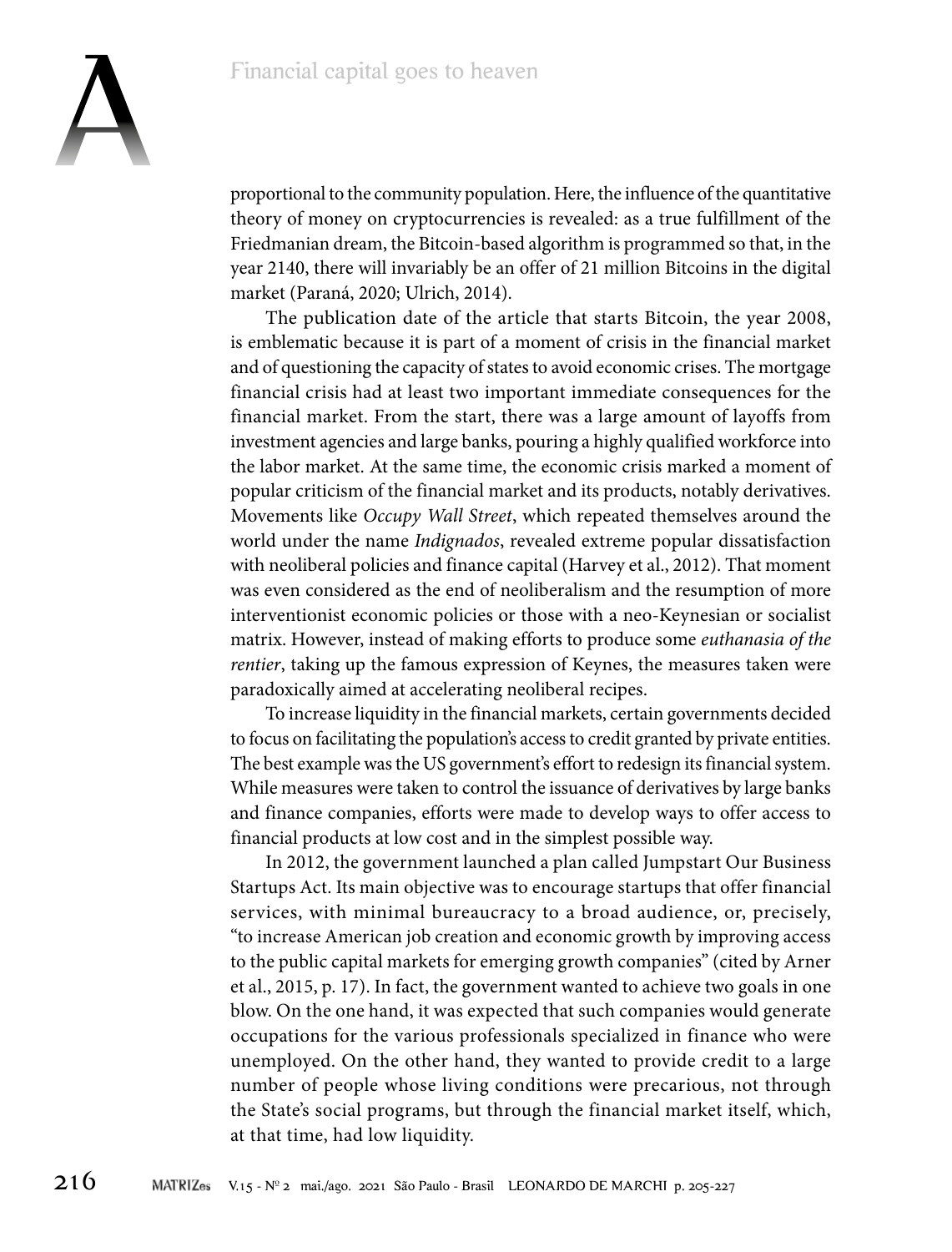proportional to the community population. Here, the influence of the quantitative theory of money on cryptocurrencies is revealed: as a true fulfillment of the Friedmanian dream, the Bitcoin-based algorithm is programmed so that, in the year 2140, there will invariably be an offer of 21 million Bitcoins in the digital market (Paraná, 2020; Ulrich, 2014).

The publication date of the article that starts Bitcoin, the year 2008, is emblematic because it is part of a moment of crisis in the financial market and of questioning the capacity of states to avoid economic crises. The mortgage financial crisis had at least two important immediate consequences for the financial market. From the start, there was a large amount of layoffs from investment agencies and large banks, pouring a highly qualified workforce into the labor market. At the same time, the economic crisis marked a moment of popular criticism of the financial market and its products, notably derivatives. Movements like *Occupy Wall Street*, which repeated themselves around the world under the name *Indignados*, revealed extreme popular dissatisfaction with neoliberal policies and finance capital (Harvey et al., 2012). That moment was even considered as the end of neoliberalism and the resumption of more interventionist economic policies or those with a neo-Keynesian or socialist matrix. However, instead of making efforts to produce some *euthanasia of the rentier*, taking up the famous expression of Keynes, the measures taken were paradoxically aimed at accelerating neoliberal recipes.

To increase liquidity in the financial markets, certain governments decided to focus on facilitating the population's access to credit granted by private entities. The best example was the US government's effort to redesign its financial system. While measures were taken to control the issuance of derivatives by large banks and finance companies, efforts were made to develop ways to offer access to financial products at low cost and in the simplest possible way.

In 2012, the government launched a plan called Jumpstart Our Business Startups Act. Its main objective was to encourage startups that offer financial services, with minimal bureaucracy to a broad audience, or, precisely, "to increase American job creation and economic growth by improving access to the public capital markets for emerging growth companies" (cited by Arner et al., 2015, p. 17). In fact, the government wanted to achieve two goals in one blow. On the one hand, it was expected that such companies would generate occupations for the various professionals specialized in finance who were unemployed. On the other hand, they wanted to provide credit to a large number of people whose living conditions were precarious, not through the State's social programs, but through the financial market itself, which, at that time, had low liquidity.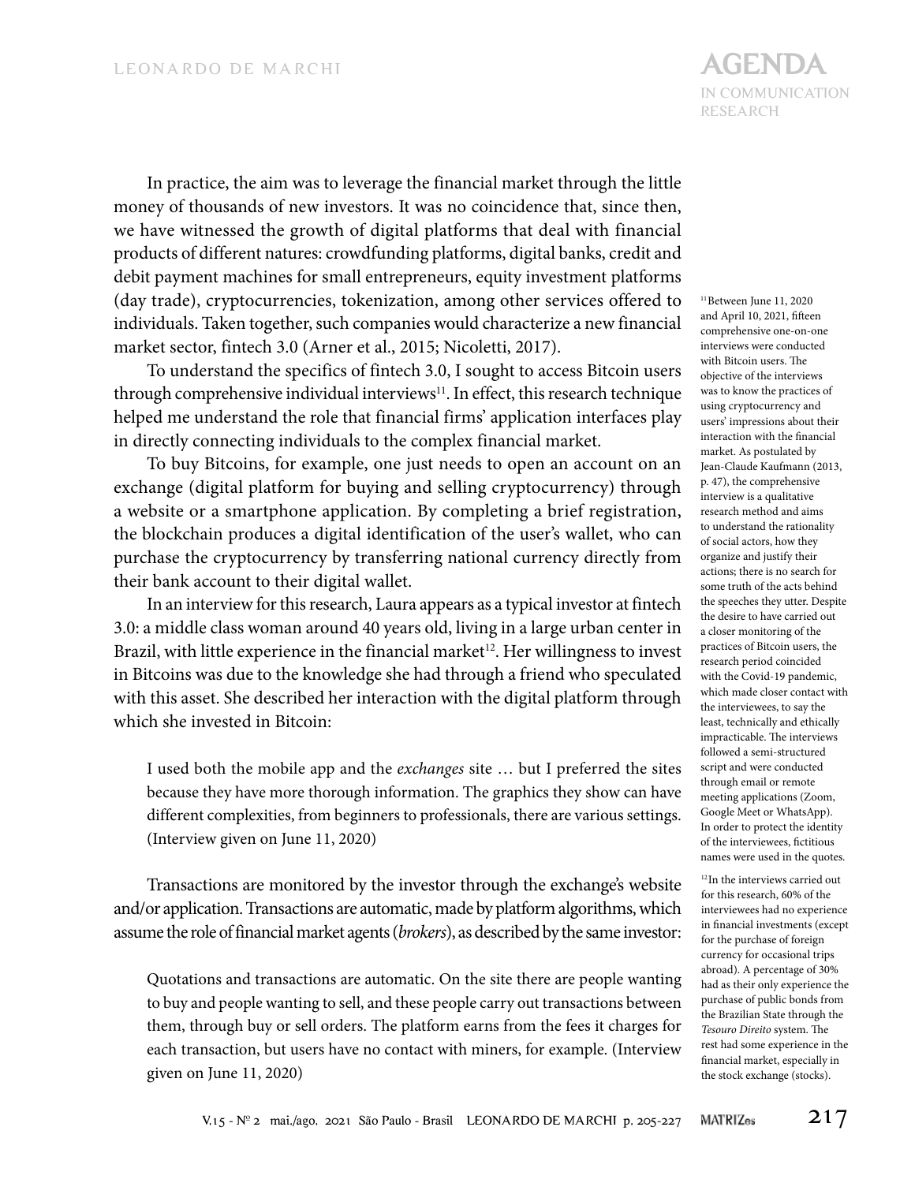In practice, the aim was to leverage the financial market through the little money of thousands of new investors. It was no coincidence that, since then, we have witnessed the growth of digital platforms that deal with financial products of different natures: crowdfunding platforms, digital banks, credit and debit payment machines for small entrepreneurs, equity investment platforms (day trade), cryptocurrencies, tokenization, among other services offered to individuals. Taken together, such companies would characterize a new financial market sector, fintech 3.0 (Arner et al., 2015; Nicoletti, 2017).

To understand the specifics of fintech 3.0, I sought to access Bitcoin users through comprehensive individual interviews[11]. In effect, this research technique helped me understand the role that financial firms' application interfaces play in directly connecting individuals to the complex financial market.

To buy Bitcoins, for example, one just needs to open an account on an exchange (digital platform for buying and selling cryptocurrency) through a website or a smartphone application. By completing a brief registration, the blockchain produces a digital identification of the user's wallet, who can purchase the cryptocurrency by transferring national currency directly from their bank account to their digital wallet.

In an interview for this research, Laura appears as a typical investor at fintech 3.0: a middle class woman around 40 years old, living in a large urban center in Brazil, with little experience in the financial market[12]. Her willingness to invest in Bitcoins was due to the knowledge she had through a friend who speculated with this asset. She described her interaction with the digital platform through which she invested in Bitcoin:

> I used both the mobile app and the *exchanges* site … but I preferred the sites because they have more thorough information. The graphics they show can have different complexities, from beginners to professionals, there are various settings. (Interview given on June 11, 2020)

Transactions are monitored by the investor through the exchange's website and/or application. Transactions are automatic, made by platform algorithms, which assume the role of financial market agents (*brokers*), as described by the same investor:

> Quotations and transactions are automatic. On the site there are people wanting to buy and people wanting to sell, and these people carry out transactions between them, through buy or sell orders. The platform earns from the fees it charges for each transaction, but users have no contact with miners, for example. (Interview given on June 11, 2020)

---

[11] Between June 11, 2020 and April 10, 2021, fifteen comprehensive one-on-one interviews were conducted with Bitcoin users. The objective of the interviews was to know the practices of using cryptocurrency and users' impressions about their interaction with the financial market. As postulated by Jean-Claude Kaufmann (2013, p. 47), the comprehensive interview is a qualitative research method and aims to understand the rationality of social actors, how they organize and justify their actions; there is no search for some truth of the acts behind the speeches they utter. Despite the desire to have carried out a closer monitoring of the practices of Bitcoin users, the research period coincided with the Covid-19 pandemic, which made closer contact with the interviewees, to say the least, technically and ethically impracticable. The interviews followed a semi-structured script and were conducted through email or remote meeting applications (Zoom, Google Meet or WhatsApp). In order to protect the identity of the interviewees, fictitious names were used in the quotes.

[12] In the interviews carried out for this research, 60% of the interviewees had no experience in financial investments (except for the purchase of foreign currency for occasional trips abroad). A percentage of 30% had as their only experience the purchase of public bonds from the Brazilian State through the *Tesouro Direito* system. The rest had some experience in the financial market, especially in the stock exchange (stocks).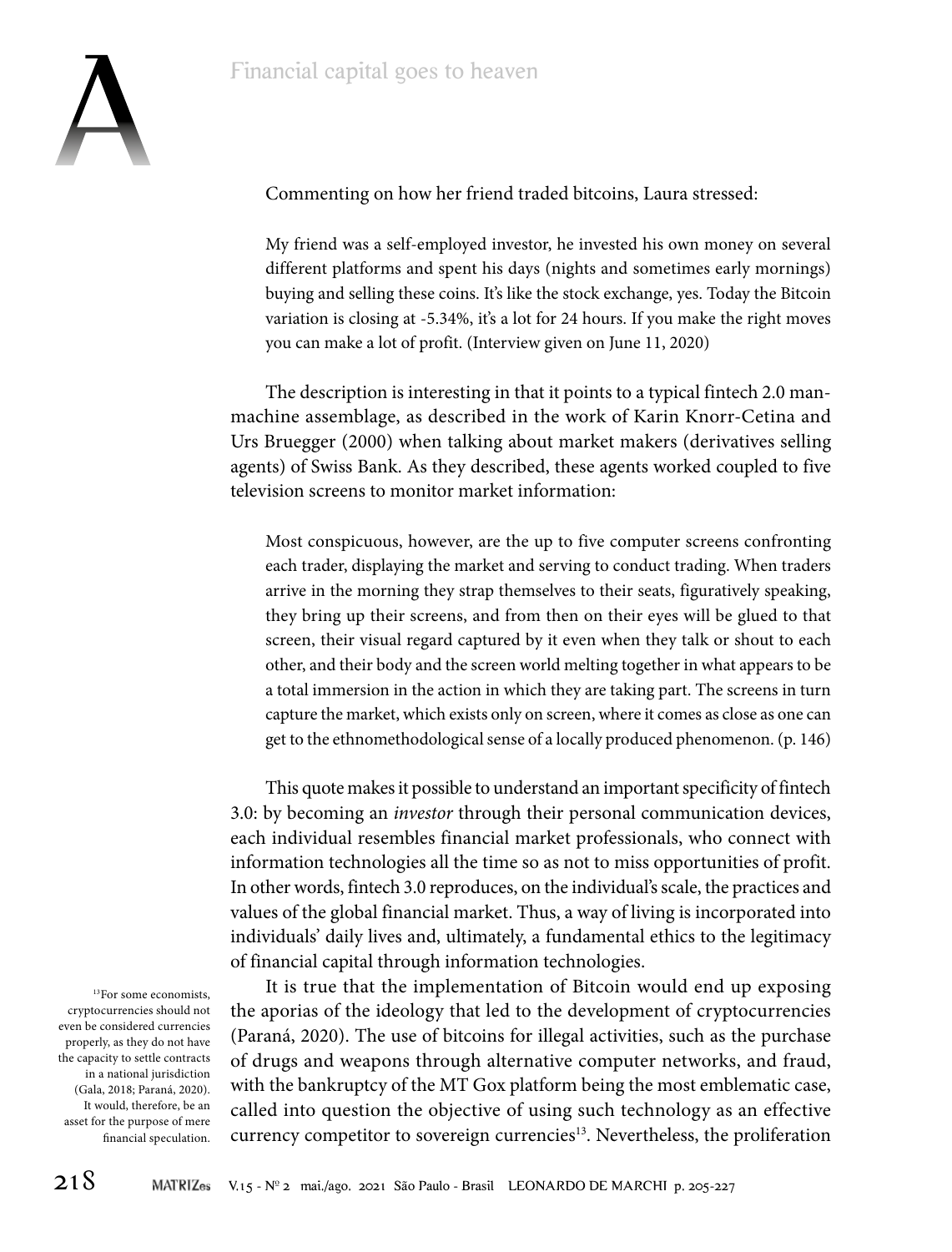Commenting on how her friend traded bitcoins, Laura stressed:

> My friend was a self-employed investor, he invested his own money on several different platforms and spent his days (nights and sometimes early mornings) buying and selling these coins. It's like the stock exchange, yes. Today the Bitcoin variation is closing at -5.34%, it's a lot for 24 hours. If you make the right moves you can make a lot of profit. (Interview given on June 11, 2020)

The description is interesting in that it points to a typical fintech 2.0 man-machine assemblage, as described in the work of Karin Knorr-Cetina and Urs Bruegger (2000) when talking about market makers (derivatives selling agents) of Swiss Bank. As they described, these agents worked coupled to five television screens to monitor market information:

> Most conspicuous, however, are the up to five computer screens confronting each trader, displaying the market and serving to conduct trading. When traders arrive in the morning they strap themselves to their seats, figuratively speaking, they bring up their screens, and from then on their eyes will be glued to that screen, their visual regard captured by it even when they talk or shout to each other, and their body and the screen world melting together in what appears to be a total immersion in the action in which they are taking part. The screens in turn capture the market, which exists only on screen, where it comes as close as one can get to the ethnomethodological sense of a locally produced phenomenon. (p. 146)

This quote makes it possible to understand an important specificity of fintech 3.0: by becoming an *investor* through their personal communication devices, each individual resembles financial market professionals, who connect with information technologies all the time so as not to miss opportunities of profit. In other words, fintech 3.0 reproduces, on the individual's scale, the practices and values of the global financial market. Thus, a way of living is incorporated into individuals' daily lives and, ultimately, a fundamental ethics to the legitimacy of financial capital through information technologies.

It is true that the implementation of Bitcoin would end up exposing the aporias of the ideology that led to the development of cryptocurrencies (Paraná, 2020). The use of bitcoins for illegal activities, such as the purchase of drugs and weapons through alternative computer networks, and fraud, with the bankruptcy of the MT Gox platform being the most emblematic case, called into question the objective of using such technology as an effective currency competitor to sovereign currencies[13]. Nevertheless, the proliferation

[13] For some economists, cryptocurrencies should not even be considered currencies properly, as they do not have the capacity to settle contracts in a national jurisdiction (Gala, 2018; Paraná, 2020). It would, therefore, be an asset for the purpose of mere financial speculation.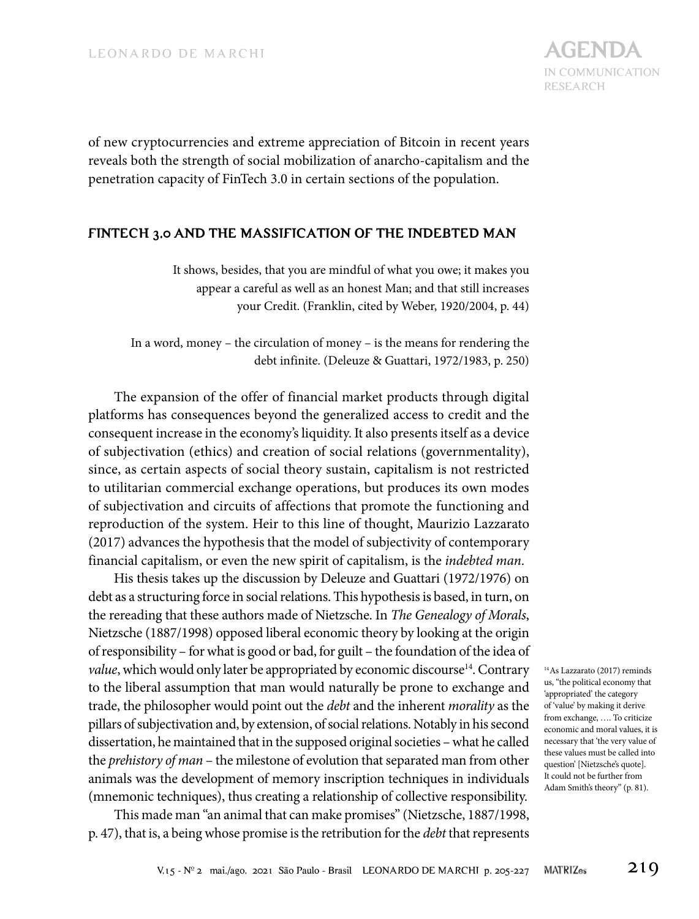of new cryptocurrencies and extreme appreciation of Bitcoin in recent years reveals both the strength of social mobilization of anarcho-capitalism and the penetration capacity of FinTech 3.0 in certain sections of the population.

## FINTECH 3.0 AND THE MASSIFICATION OF THE INDEBTED MAN

> It shows, besides, that you are mindful of what you owe; it makes you appear a careful as well as an honest Man; and that still increases your Credit. (Franklin, cited by Weber, 1920/2004, p. 44)

> In a word, money – the circulation of money – is the means for rendering the debt infinite. (Deleuze & Guattari, 1972/1983, p. 250)

The expansion of the offer of financial market products through digital platforms has consequences beyond the generalized access to credit and the consequent increase in the economy's liquidity. It also presents itself as a device of subjectivation (ethics) and creation of social relations (governmentality), since, as certain aspects of social theory sustain, capitalism is not restricted to utilitarian commercial exchange operations, but produces its own modes of subjectivation and circuits of affections that promote the functioning and reproduction of the system. Heir to this line of thought, Maurizio Lazzarato (2017) advances the hypothesis that the model of subjectivity of contemporary financial capitalism, or even the new spirit of capitalism, is the *indebted man*.

His thesis takes up the discussion by Deleuze and Guattari (1972/1976) on debt as a structuring force in social relations. This hypothesis is based, in turn, on the rereading that these authors made of Nietzsche. In *The Genealogy of Morals*, Nietzsche (1887/1998) opposed liberal economic theory by looking at the origin of responsibility – for what is good or bad, for guilt – the foundation of the idea of *value*, which would only later be appropriated by economic discourse[14]. Contrary to the liberal assumption that man would naturally be prone to exchange and trade, the philosopher would point out the *debt* and the inherent *morality* as the pillars of subjectivation and, by extension, of social relations. Notably in his second dissertation, he maintained that in the supposed original societies – what he called the *prehistory of man* – the milestone of evolution that separated man from other animals was the development of memory inscription techniques in individuals (mnemonic techniques), thus creating a relationship of collective responsibility.

This made man "an animal that can make promises" (Nietzsche, 1887/1998, p. 47), that is, a being whose promise is the retribution for the *debt* that represents

[14] As Lazzarato (2017) reminds us, "the political economy that 'appropriated' the category of 'value' by making it derive from exchange, …. To criticize economic and moral values, it is necessary that 'the very value of these values must be called into question' [Nietzsche's quote]. It could not be further from Adam Smith's theory" (p. 81).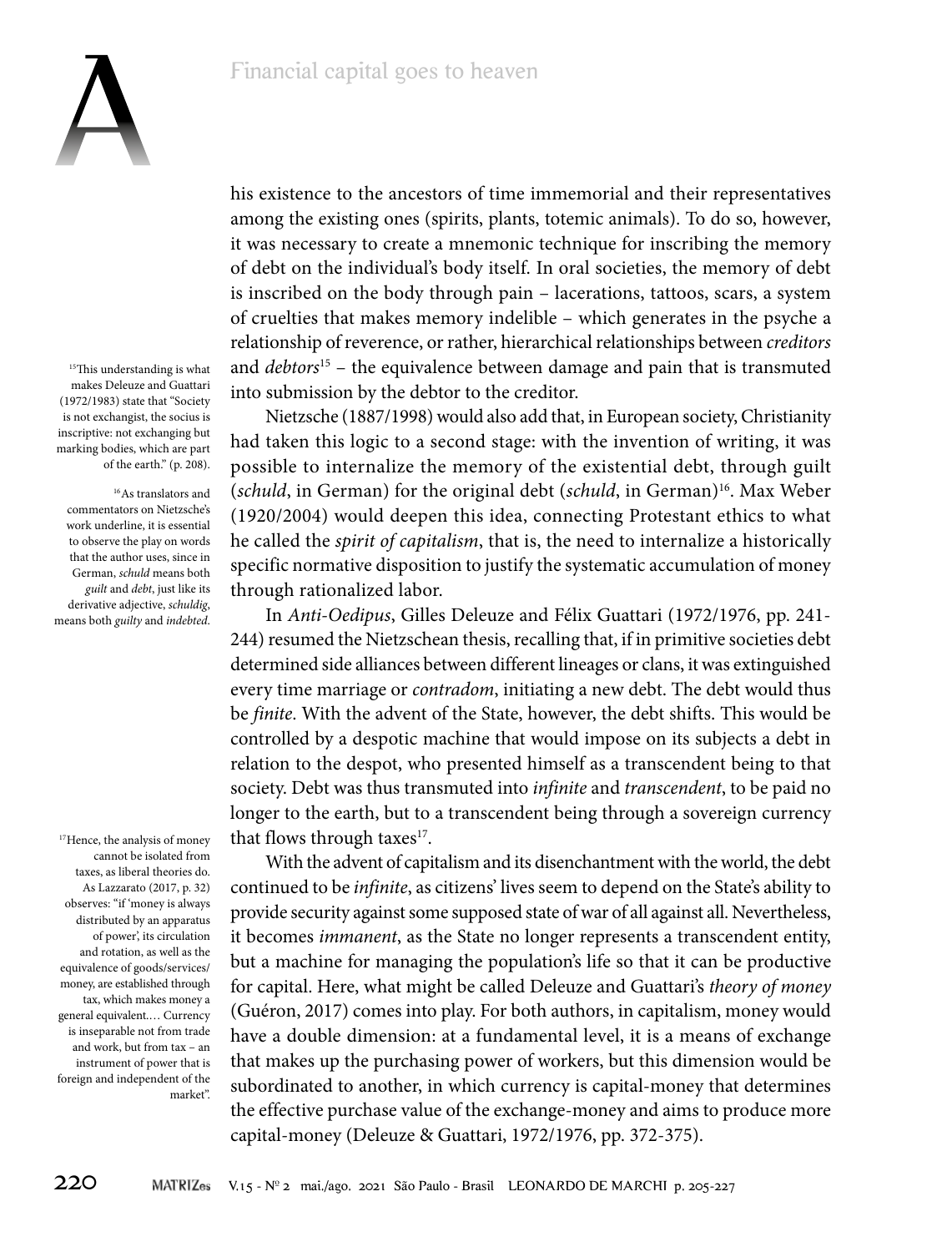his existence to the ancestors of time immemorial and their representatives among the existing ones (spirits, plants, totemic animals). To do so, however, it was necessary to create a mnemonic technique for inscribing the memory of debt on the individual's body itself. In oral societies, the memory of debt is inscribed on the body through pain – lacerations, tattoos, scars, a system of cruelties that makes memory indelible – which generates in the psyche a relationship of reverence, or rather, hierarchical relationships between *creditors* and *debtors*[15] – the equivalence between damage and pain that is transmuted into submission by the debtor to the creditor.

Nietzsche (1887/1998) would also add that, in European society, Christianity had taken this logic to a second stage: with the invention of writing, it was possible to internalize the memory of the existential debt, through guilt (*schuld*, in German) for the original debt (*schuld*, in German)[16]. Max Weber (1920/2004) would deepen this idea, connecting Protestant ethics to what he called the *spirit of capitalism*, that is, the need to internalize a historically specific normative disposition to justify the systematic accumulation of money through rationalized labor.

In *Anti-Oedipus*, Gilles Deleuze and Félix Guattari (1972/1976, pp. 241-244) resumed the Nietzschean thesis, recalling that, if in primitive societies debt determined side alliances between different lineages or clans, it was extinguished every time marriage or *contradom*, initiating a new debt. The debt would thus be *finite*. With the advent of the State, however, the debt shifts. This would be controlled by a despotic machine that would impose on its subjects a debt in relation to the despot, who presented himself as a transcendent being to that society. Debt was thus transmuted into *infinite* and *transcendent*, to be paid no longer to the earth, but to a transcendent being through a sovereign currency that flows through taxes[17].

With the advent of capitalism and its disenchantment with the world, the debt continued to be *infinite*, as citizens' lives seem to depend on the State's ability to provide security against some supposed state of war of all against all. Nevertheless, it becomes *immanent*, as the State no longer represents a transcendent entity, but a machine for managing the population's life so that it can be productive for capital. Here, what might be called Deleuze and Guattari's *theory of money* (Guéron, 2017) comes into play. For both authors, in capitalism, money would have a double dimension: at a fundamental level, it is a means of exchange that makes up the purchasing power of workers, but this dimension would be subordinated to another, in which currency is capital-money that determines the effective purchase value of the exchange-money and aims to produce more capital-money (Deleuze & Guattari, 1972/1976, pp. 372-375).

[15] This understanding is what makes Deleuze and Guattari (1972/1983) state that "Society is not exchangist, the socius is inscriptive: not exchanging but marking bodies, which are part of the earth." (p. 208).

[16] As translators and commentators on Nietzsche's work underline, it is essential to observe the play on words that the author uses, since in German, *schuld* means both *guilt* and *debt*, just like its derivative adjective, *schuldig*, means both *guilty* and *indebted*.

[17] Hence, the analysis of money cannot be isolated from taxes, as liberal theories do. As Lazzarato (2017, p. 32) observes: "if 'money is always distributed by an apparatus of power', its circulation and rotation, as well as the equivalence of goods/services/money, are established through tax, which makes money a general equivalent.… Currency is inseparable not from trade and work, but from tax – an instrument of power that is foreign and independent of the market".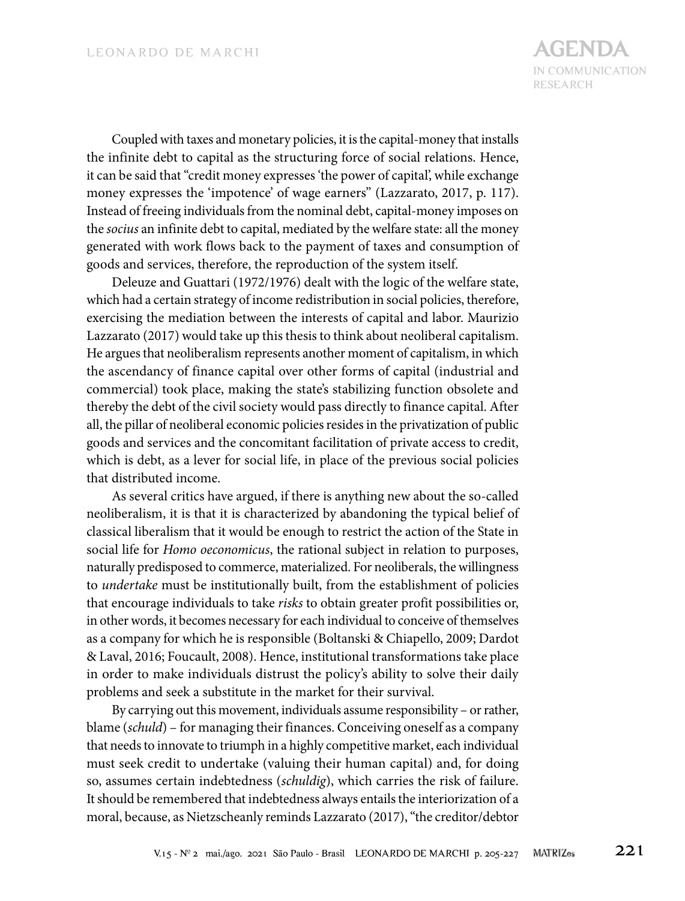Coupled with taxes and monetary policies, it is the capital-money that installs the infinite debt to capital as the structuring force of social relations. Hence, it can be said that "credit money expresses 'the power of capital', while exchange money expresses the 'impotence' of wage earners" (Lazzarato, 2017, p. 117). Instead of freeing individuals from the nominal debt, capital-money imposes on the *socius* an infinite debt to capital, mediated by the welfare state: all the money generated with work flows back to the payment of taxes and consumption of goods and services, therefore, the reproduction of the system itself.

Deleuze and Guattari (1972/1976) dealt with the logic of the welfare state, which had a certain strategy of income redistribution in social policies, therefore, exercising the mediation between the interests of capital and labor. Maurizio Lazzarato (2017) would take up this thesis to think about neoliberal capitalism. He argues that neoliberalism represents another moment of capitalism, in which the ascendancy of finance capital over other forms of capital (industrial and commercial) took place, making the state's stabilizing function obsolete and thereby the debt of the civil society would pass directly to finance capital. After all, the pillar of neoliberal economic policies resides in the privatization of public goods and services and the concomitant facilitation of private access to credit, which is debt, as a lever for social life, in place of the previous social policies that distributed income.

As several critics have argued, if there is anything new about the so-called neoliberalism, it is that it is characterized by abandoning the typical belief of classical liberalism that it would be enough to restrict the action of the State in social life for *Homo oeconomicus*, the rational subject in relation to purposes, naturally predisposed to commerce, materialized. For neoliberals, the willingness to *undertake* must be institutionally built, from the establishment of policies that encourage individuals to take *risks* to obtain greater profit possibilities or, in other words, it becomes necessary for each individual to conceive of themselves as a company for which he is responsible (Boltanski & Chiapello, 2009; Dardot & Laval, 2016; Foucault, 2008). Hence, institutional transformations take place in order to make individuals distrust the policy's ability to solve their daily problems and seek a substitute in the market for their survival.

By carrying out this movement, individuals assume responsibility – or rather, blame (*schuld*) – for managing their finances. Conceiving oneself as a company that needs to innovate to triumph in a highly competitive market, each individual must seek credit to undertake (valuing their human capital) and, for doing so, assumes certain indebtedness (*schuldig*), which carries the risk of failure. It should be remembered that indebtedness always entails the interiorization of a moral, because, as Nietzscheanly reminds Lazzarato (2017), "the creditor/debtor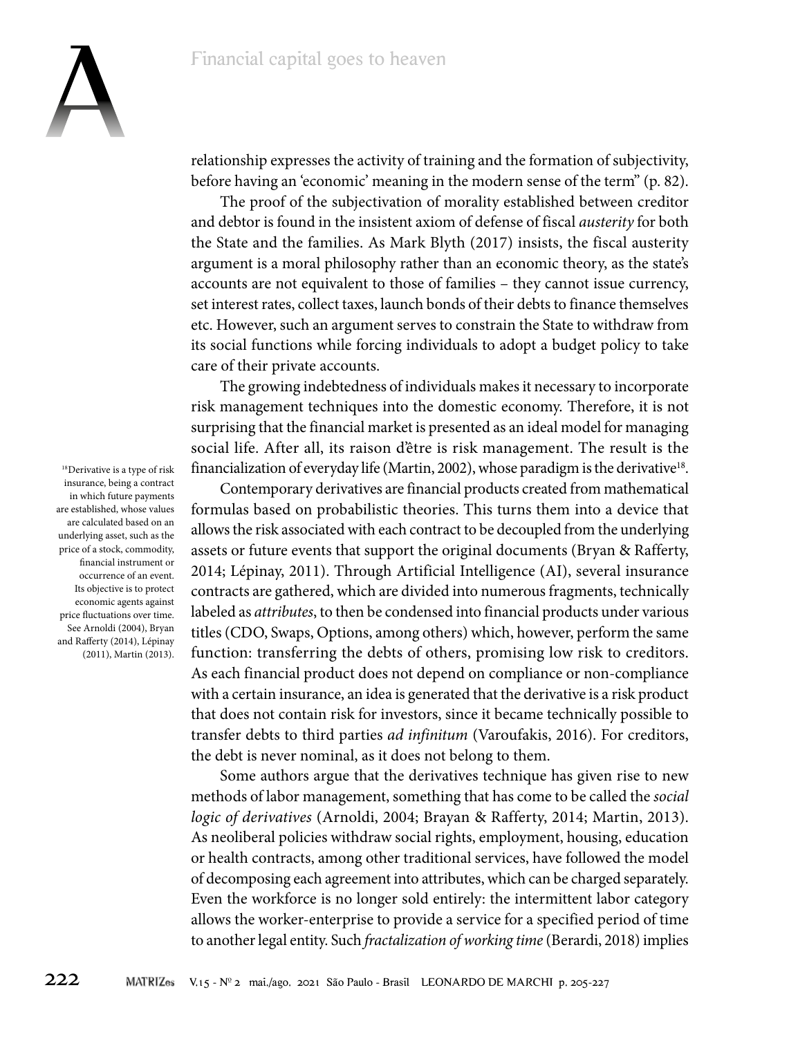relationship expresses the activity of training and the formation of subjectivity, before having an 'economic' meaning in the modern sense of the term" (p. 82).

The proof of the subjectivation of morality established between creditor and debtor is found in the insistent axiom of defense of fiscal *austerity* for both the State and the families. As Mark Blyth (2017) insists, the fiscal austerity argument is a moral philosophy rather than an economic theory, as the state's accounts are not equivalent to those of families – they cannot issue currency, set interest rates, collect taxes, launch bonds of their debts to finance themselves etc. However, such an argument serves to constrain the State to withdraw from its social functions while forcing individuals to adopt a budget policy to take care of their private accounts.

The growing indebtedness of individuals makes it necessary to incorporate risk management techniques into the domestic economy. Therefore, it is not surprising that the financial market is presented as an ideal model for managing social life. After all, its raison d'être is risk management. The result is the financialization of everyday life (Martin, 2002), whose paradigm is the derivative[18].

Contemporary derivatives are financial products created from mathematical formulas based on probabilistic theories. This turns them into a device that allows the risk associated with each contract to be decoupled from the underlying assets or future events that support the original documents (Bryan & Rafferty, 2014; Lépinay, 2011). Through Artificial Intelligence (AI), several insurance contracts are gathered, which are divided into numerous fragments, technically labeled as *attributes*, to then be condensed into financial products under various titles (CDO, Swaps, Options, among others) which, however, perform the same function: transferring the debts of others, promising low risk to creditors. As each financial product does not depend on compliance or non-compliance with a certain insurance, an idea is generated that the derivative is a risk product that does not contain risk for investors, since it became technically possible to transfer debts to third parties *ad infinitum* (Varoufakis, 2016). For creditors, the debt is never nominal, as it does not belong to them.

Some authors argue that the derivatives technique has given rise to new methods of labor management, something that has come to be called the *social logic of derivatives* (Arnoldi, 2004; Brayan & Rafferty, 2014; Martin, 2013). As neoliberal policies withdraw social rights, employment, housing, education or health contracts, among other traditional services, have followed the model of decomposing each agreement into attributes, which can be charged separately. Even the workforce is no longer sold entirely: the intermittent labor category allows the worker-enterprise to provide a service for a specified period of time to another legal entity. Such *fractalization of working time* (Berardi, 2018) implies

[18] Derivative is a type of risk insurance, being a contract in which future payments are established, whose values are calculated based on an underlying asset, such as the price of a stock, commodity, financial instrument or occurrence of an event. Its objective is to protect economic agents against price fluctuations over time. See Arnoldi (2004), Bryan and Rafferty (2014), Lépinay (2011), Martin (2013).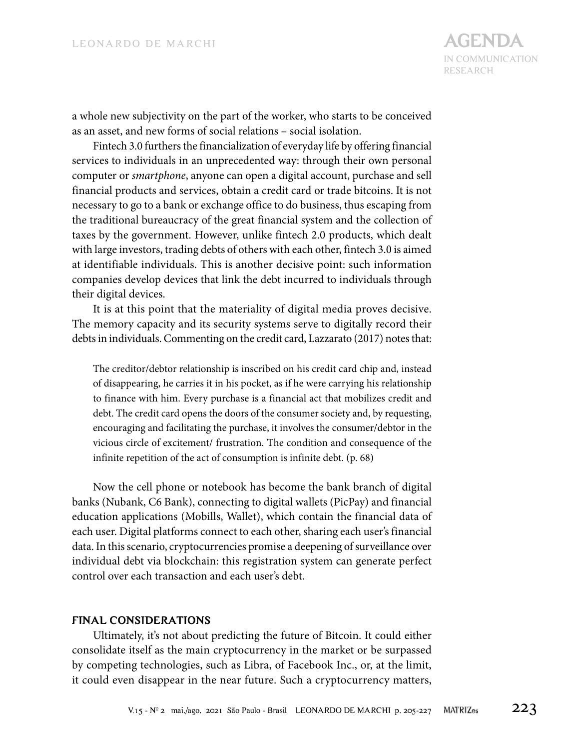a whole new subjectivity on the part of the worker, who starts to be conceived as an asset, and new forms of social relations – social isolation.

Fintech 3.0 furthers the financialization of everyday life by offering financial services to individuals in an unprecedented way: through their own personal computer or *smartphone*, anyone can open a digital account, purchase and sell financial products and services, obtain a credit card or trade bitcoins. It is not necessary to go to a bank or exchange office to do business, thus escaping from the traditional bureaucracy of the great financial system and the collection of taxes by the government. However, unlike fintech 2.0 products, which dealt with large investors, trading debts of others with each other, fintech 3.0 is aimed at identifiable individuals. This is another decisive point: such information companies develop devices that link the debt incurred to individuals through their digital devices.

It is at this point that the materiality of digital media proves decisive. The memory capacity and its security systems serve to digitally record their debts in individuals. Commenting on the credit card, Lazzarato (2017) notes that:

> The creditor/debtor relationship is inscribed on his credit card chip and, instead of disappearing, he carries it in his pocket, as if he were carrying his relationship to finance with him. Every purchase is a financial act that mobilizes credit and debt. The credit card opens the doors of the consumer society and, by requesting, encouraging and facilitating the purchase, it involves the consumer/debtor in the vicious circle of excitement/ frustration. The condition and consequence of the infinite repetition of the act of consumption is infinite debt. (p. 68)

Now the cell phone or notebook has become the bank branch of digital banks (Nubank, C6 Bank), connecting to digital wallets (PicPay) and financial education applications (Mobills, Wallet), which contain the financial data of each user. Digital platforms connect to each other, sharing each user's financial data. In this scenario, cryptocurrencies promise a deepening of surveillance over individual debt via blockchain: this registration system can generate perfect control over each transaction and each user's debt.

## FINAL CONSIDERATIONS

Ultimately, it's not about predicting the future of Bitcoin. It could either consolidate itself as the main cryptocurrency in the market or be surpassed by competing technologies, such as Libra, of Facebook Inc., or, at the limit, it could even disappear in the near future. Such a cryptocurrency matters,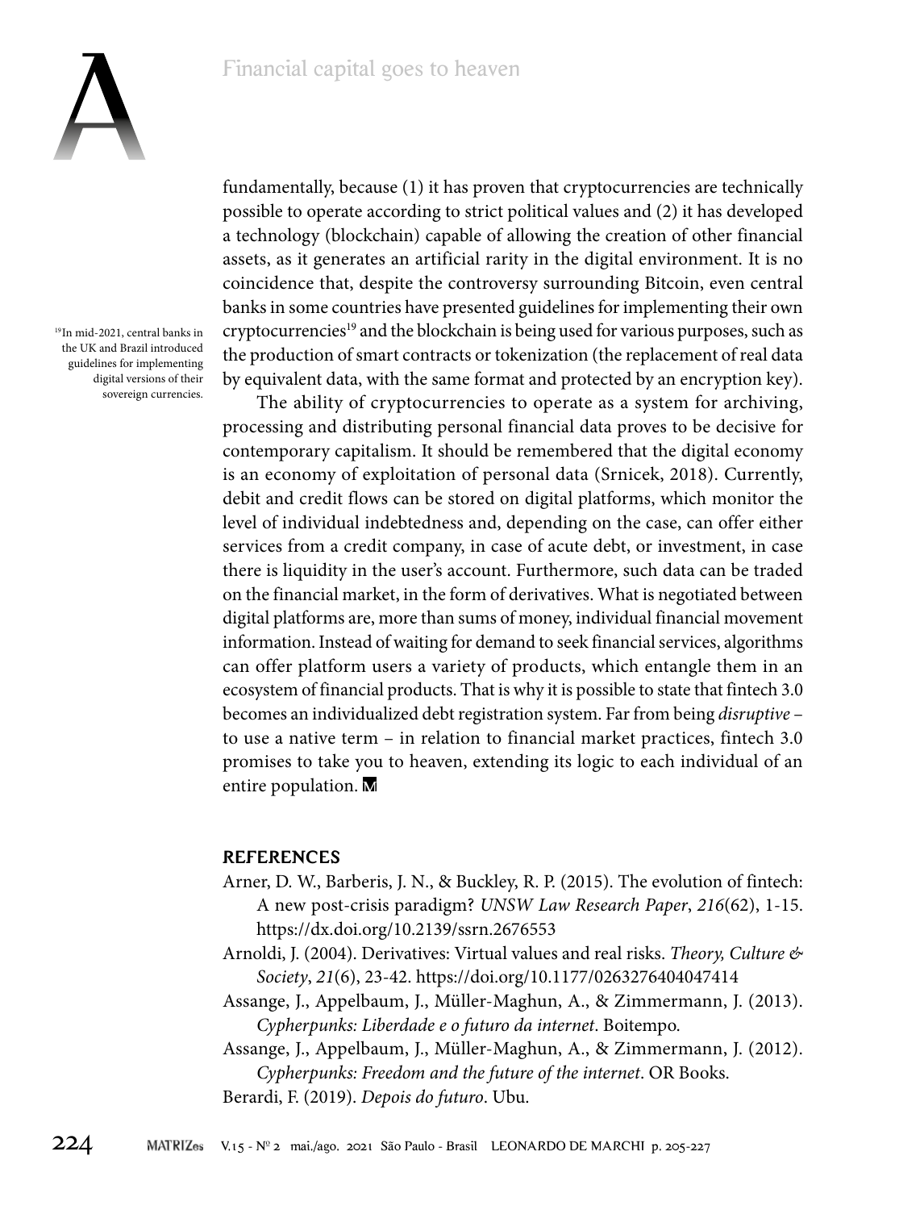fundamentally, because (1) it has proven that cryptocurrencies are technically possible to operate according to strict political values and (2) it has developed a technology (blockchain) capable of allowing the creation of other financial assets, as it generates an artificial rarity in the digital environment. It is no coincidence that, despite the controversy surrounding Bitcoin, even central banks in some countries have presented guidelines for implementing their own cryptocurrencies[19] and the blockchain is being used for various purposes, such as the production of smart contracts or tokenization (the replacement of real data by equivalent data, with the same format and protected by an encryption key).

[19] In mid-2021, central banks in the UK and Brazil introduced guidelines for implementing digital versions of their sovereign currencies.

The ability of cryptocurrencies to operate as a system for archiving, processing and distributing personal financial data proves to be decisive for contemporary capitalism. It should be remembered that the digital economy is an economy of exploitation of personal data (Srnicek, 2018). Currently, debit and credit flows can be stored on digital platforms, which monitor the level of individual indebtedness and, depending on the case, can offer either services from a credit company, in case of acute debt, or investment, in case there is liquidity in the user's account. Furthermore, such data can be traded on the financial market, in the form of derivatives. What is negotiated between digital platforms are, more than sums of money, individual financial movement information. Instead of waiting for demand to seek financial services, algorithms can offer platform users a variety of products, which entangle them in an ecosystem of financial products. That is why it is possible to state that fintech 3.0 becomes an individualized debt registration system. Far from being *disruptive* – to use a native term – in relation to financial market practices, fintech 3.0 promises to take you to heaven, extending its logic to each individual of an entire population.

## REFERENCES

Arner, D. W., Barberis, J. N., & Buckley, R. P. (2015). The evolution of fintech: A new post-crisis paradigm? *UNSW Law Research Paper*, *216*(62), 1-15. https://dx.doi.org/10.2139/ssrn.2676553

Arnoldi, J. (2004). Derivatives: Virtual values and real risks. *Theory, Culture & Society*, *21*(6), 23-42. https://doi.org/10.1177/0263276404047414

Assange, J., Appelbaum, J., Müller-Maghun, A., & Zimmermann, J. (2013). *Cypherpunks: Liberdade e o futuro da internet*. Boitempo.

Assange, J., Appelbaum, J., Müller-Maghun, A., & Zimmermann, J. (2012). *Cypherpunks: Freedom and the future of the internet*. OR Books.

Berardi, F. (2019). *Depois do futuro*. Ubu.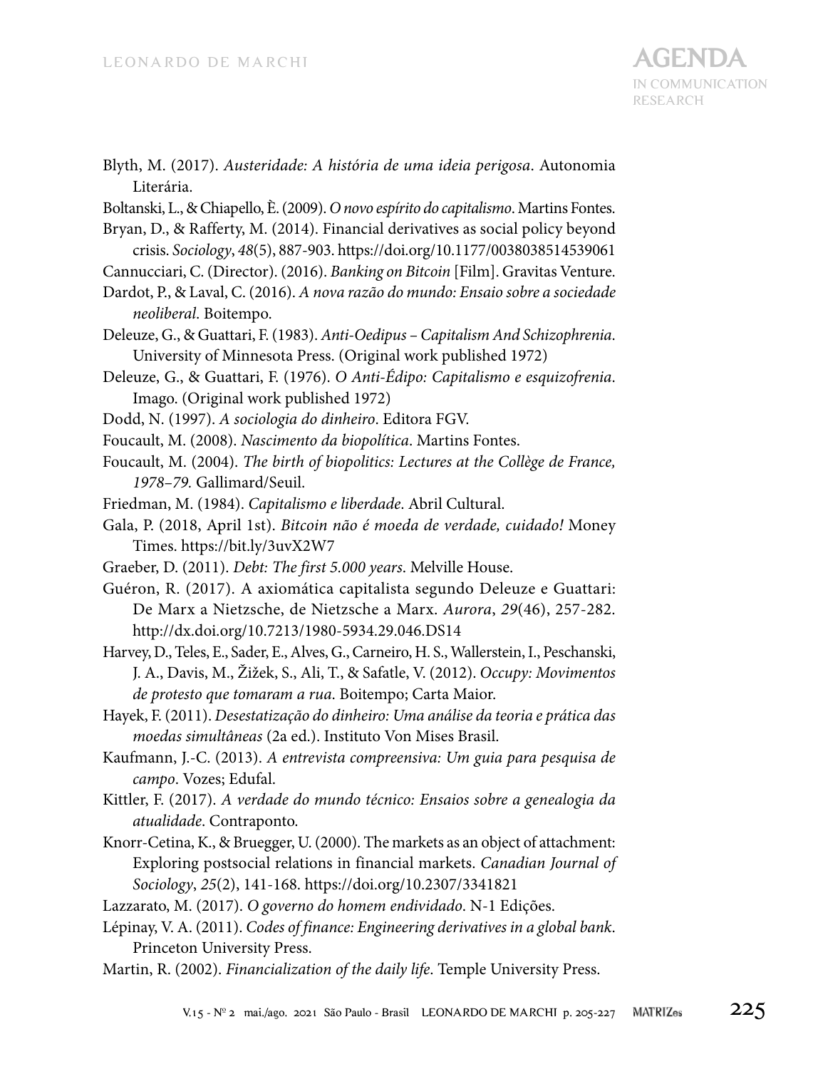Blyth, M. (2017). *Austeridade: A história de uma ideia perigosa*. Autonomia Literária.

Boltanski, L., & Chiapello, È. (2009). *O novo espírito do capitalismo*. Martins Fontes.

Bryan, D., & Rafferty, M. (2014). Financial derivatives as social policy beyond crisis. *Sociology*, *48*(5), 887-903. https://doi.org/10.1177/0038038514539061

Cannucciari, C. (Director). (2016). *Banking on Bitcoin* [Film]. Gravitas Venture.

Dardot, P., & Laval, C. (2016). *A nova razão do mundo: Ensaio sobre a sociedade neoliberal*. Boitempo.

Deleuze, G., & Guattari, F. (1983). *Anti-Oedipus – Capitalism And Schizophrenia*. University of Minnesota Press. (Original work published 1972)

Deleuze, G., & Guattari, F. (1976). *O Anti-Édipo: Capitalismo e esquizofrenia*. Imago. (Original work published 1972)

Dodd, N. (1997). *A sociologia do dinheiro*. Editora FGV.

Foucault, M. (2008). *Nascimento da biopolítica*. Martins Fontes.

Foucault, M. (2004). *The birth of biopolitics: Lectures at the Collège de France, 1978–79.* Gallimard/Seuil.

Friedman, M. (1984). *Capitalismo e liberdade*. Abril Cultural.

Gala, P. (2018, April 1st). *Bitcoin não é moeda de verdade, cuidado!* Money Times. https://bit.ly/3uvX2W7

Graeber, D. (2011). *Debt: The first 5.000 years*. Melville House.

Guéron, R. (2017). A axiomática capitalista segundo Deleuze e Guattari: De Marx a Nietzsche, de Nietzsche a Marx. *Aurora*, *29*(46), 257-282. http://dx.doi.org/10.7213/1980-5934.29.046.DS14

Harvey, D., Teles, E., Sader, E., Alves, G., Carneiro, H. S., Wallerstein, I., Peschanski, J. A., Davis, M., Žižek, S., Ali, T., & Safatle, V. (2012). *Occupy: Movimentos de protesto que tomaram a rua*. Boitempo; Carta Maior.

Hayek, F. (2011). *Desestatização do dinheiro: Uma análise da teoria e prática das moedas simultâneas* (2a ed.). Instituto Von Mises Brasil.

Kaufmann, J.-C. (2013). *A entrevista compreensiva: Um guia para pesquisa de campo*. Vozes; Edufal.

Kittler, F. (2017). *A verdade do mundo técnico: Ensaios sobre a genealogia da atualidade*. Contraponto.

Knorr-Cetina, K., & Bruegger, U. (2000). The markets as an object of attachment: Exploring postsocial relations in financial markets. *Canadian Journal of Sociology*, *25*(2), 141-168. https://doi.org/10.2307/3341821

Lazzarato, M. (2017). *O governo do homem endividado*. N-1 Edições.

Lépinay, V. A. (2011). *Codes of finance: Engineering derivatives in a global bank*. Princeton University Press.

Martin, R. (2002). *Financialization of the daily life*. Temple University Press.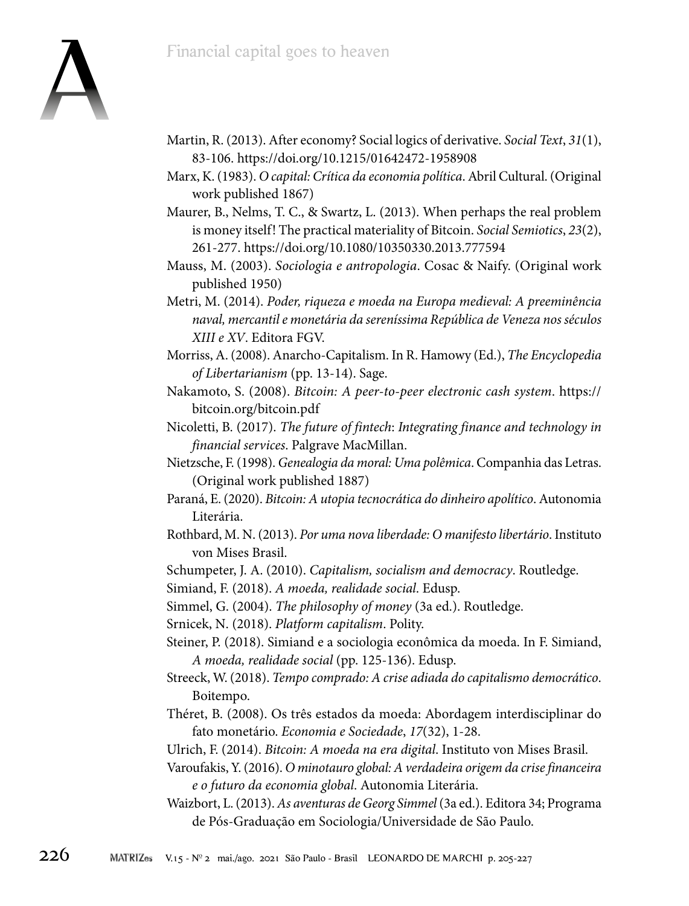Martin, R. (2013). After economy? Social logics of derivative. *Social Text*, *31*(1), 83-106. https://doi.org/10.1215/01642472-1958908

Marx, K. (1983). *O capital: Crítica da economia política*. Abril Cultural. (Original work published 1867)

Maurer, B., Nelms, T. C., & Swartz, L. (2013). When perhaps the real problem is money itself! The practical materiality of Bitcoin. *Social Semiotics*, *23*(2), 261-277. https://doi.org/10.1080/10350330.2013.777594

Mauss, M. (2003). *Sociologia e antropologia*. Cosac & Naify. (Original work published 1950)

Metri, M. (2014). *Poder, riqueza e moeda na Europa medieval: A preeminência naval, mercantil e monetária da sereníssima República de Veneza nos séculos XIII e XV*. Editora FGV.

Morriss, A. (2008). Anarcho-Capitalism. In R. Hamowy (Ed.), *The Encyclopedia of Libertarianism* (pp. 13-14). Sage.

Nakamoto, S. (2008). *Bitcoin: A peer-to-peer electronic cash system*. https://bitcoin.org/bitcoin.pdf

Nicoletti, B. (2017). *The future of fintech*: *Integrating finance and technology in financial services*. Palgrave MacMillan.

Nietzsche, F. (1998). *Genealogia da moral: Uma polêmica*. Companhia das Letras. (Original work published 1887)

Paraná, E. (2020). *Bitcoin: A utopia tecnocrática do dinheiro apolítico*. Autonomia Literária.

Rothbard, M. N. (2013). *Por uma nova liberdade: O manifesto libertário*. Instituto von Mises Brasil.

Schumpeter, J. A. (2010). *Capitalism, socialism and democracy*. Routledge.

Simiand, F. (2018). *A moeda, realidade social*. Edusp.

Simmel, G. (2004). *The philosophy of money* (3a ed.). Routledge.

Srnicek, N. (2018). *Platform capitalism*. Polity.

Steiner, P. (2018). Simiand e a sociologia econômica da moeda. In F. Simiand, *A moeda, realidade social* (pp. 125-136). Edusp.

Streeck, W. (2018). *Tempo comprado: A crise adiada do capitalismo democrático*. Boitempo.

Théret, B. (2008). Os três estados da moeda: Abordagem interdisciplinar do fato monetário. *Economia e Sociedade*, *17*(32), 1-28.

Ulrich, F. (2014). *Bitcoin: A moeda na era digital*. Instituto von Mises Brasil.

Varoufakis, Y. (2016). *O minotauro global: A verdadeira origem da crise financeira e o futuro da economia global*. Autonomia Literária.

Waizbort, L. (2013). *As aventuras de Georg Simmel* (3a ed.). Editora 34; Programa de Pós-Graduação em Sociologia/Universidade de São Paulo.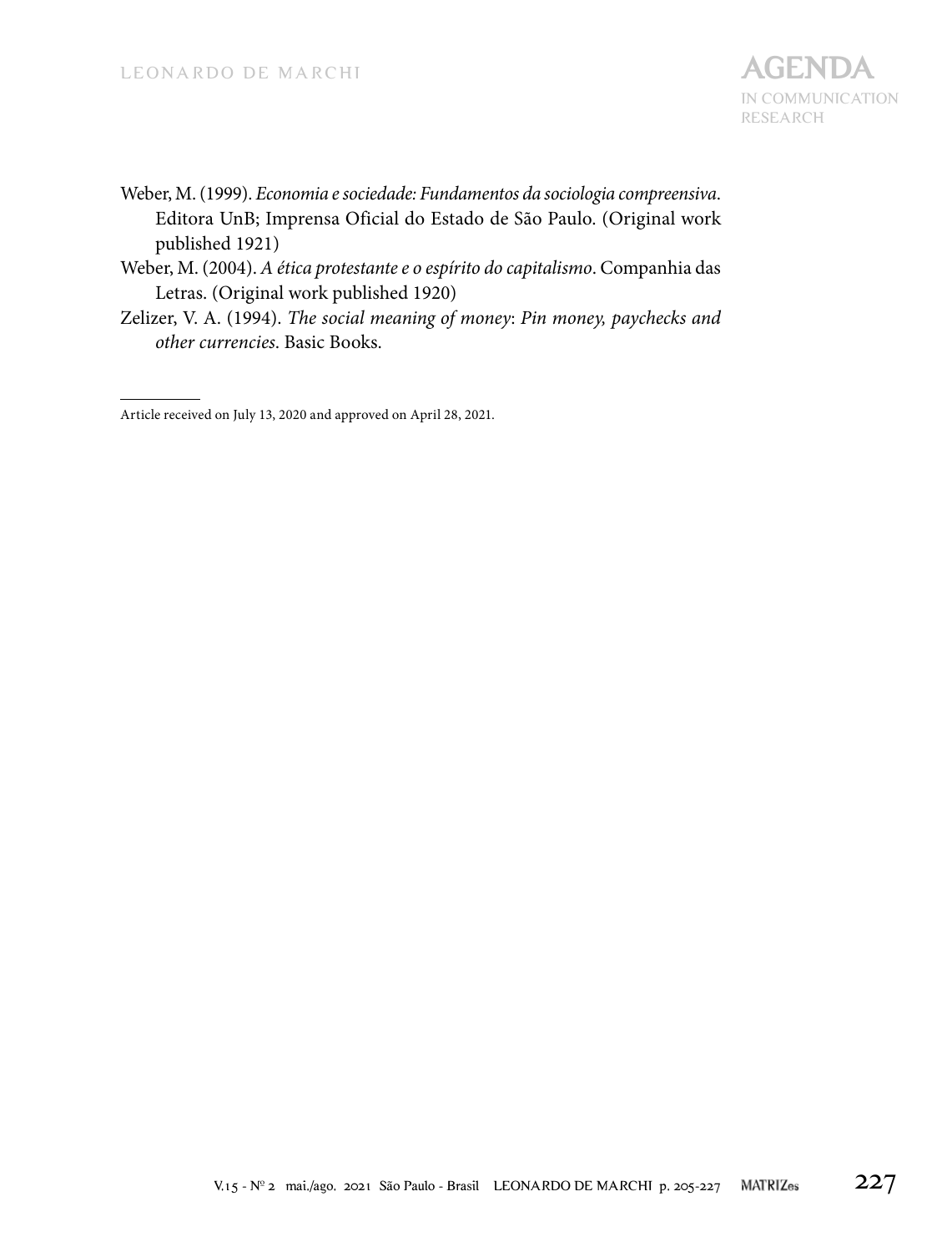Weber, M. (1999). *Economia e sociedade: Fundamentos da sociologia compreensiva*. Editora UnB; Imprensa Oficial do Estado de São Paulo. (Original work published 1921)

Weber, M. (2004). *A ética protestante e o espírito do capitalismo*. Companhia das Letras. (Original work published 1920)

Zelizer, V. A. (1994). *The social meaning of money*: *Pin money, paychecks and other currencies*. Basic Books.

---

Article received on July 13, 2020 and approved on April 28, 2021.